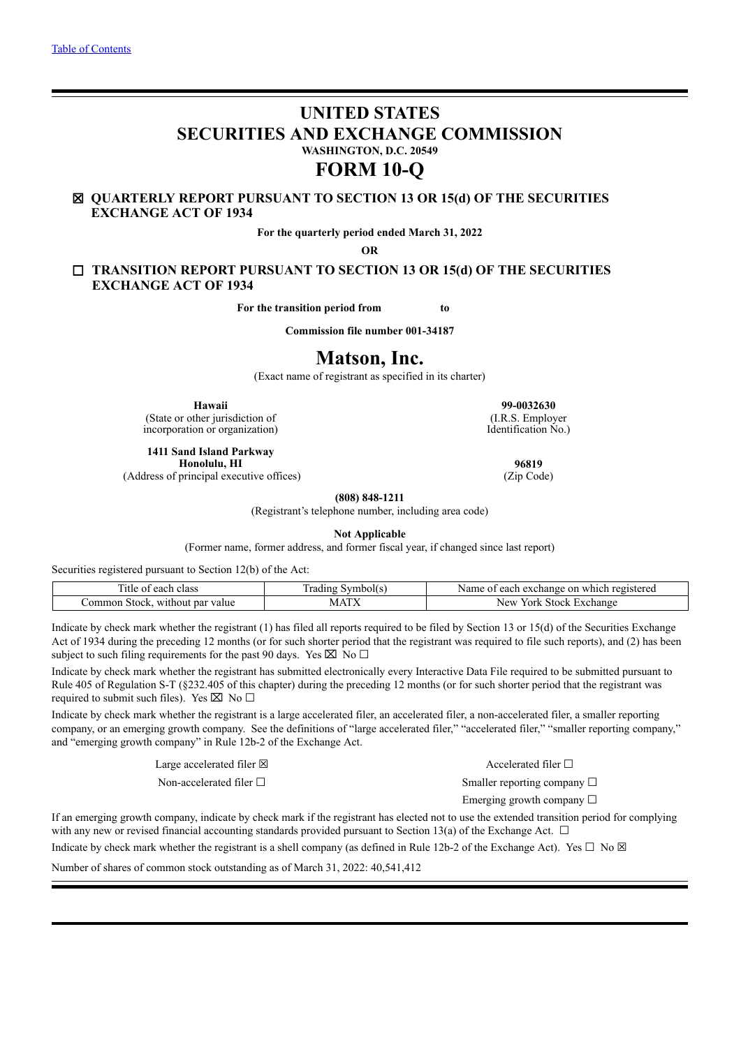[Table of Contents](#)

# UNITED STATES
# SECURITIES AND EXCHANGE COMMISSION

**WASHINGTON, D.C. 20549**

# FORM 10-Q

☒ **QUARTERLY REPORT PURSUANT TO SECTION 13 OR 15(d) OF THE SECURITIES EXCHANGE ACT OF 1934**

**For the quarterly period ended March 31, 2022**

**OR**

☐ **TRANSITION REPORT PURSUANT TO SECTION 13 OR 15(d) OF THE SECURITIES EXCHANGE ACT OF 1934**

**For the transition period from to**

**Commission file number 001-34187**

# Matson, Inc.

(Exact name of registrant as specified in its charter)

| | |
|---|---|
| **Hawaii**<br>(State or other jurisdiction of incorporation or organization) | **99-0032630**<br>(I.R.S. Employer Identification No.) |
| **1411 Sand Island Parkway**<br>**Honolulu, HI**<br>(Address of principal executive offices) | **96819**<br>(Zip Code) |

**(808) 848-1211**

(Registrant's telephone number, including area code)

**Not Applicable**

(Former name, former address, and former fiscal year, if changed since last report)

Securities registered pursuant to Section 12(b) of the Act:

| Title of each class | Trading Symbol(s) | Name of each exchange on which registered |
|---|---|---|
| Common Stock, without par value | MATX | New York Stock Exchange |

Indicate by check mark whether the registrant (1) has filed all reports required to be filed by Section 13 or 15(d) of the Securities Exchange Act of 1934 during the preceding 12 months (or for such shorter period that the registrant was required to file such reports), and (2) has been subject to such filing requirements for the past 90 days. Yes ☒ No ☐

Indicate by check mark whether the registrant has submitted electronically every Interactive Data File required to be submitted pursuant to Rule 405 of Regulation S-T (§232.405 of this chapter) during the preceding 12 months (or for such shorter period that the registrant was required to submit such files). Yes ☒ No ☐

Indicate by check mark whether the registrant is a large accelerated filer, an accelerated filer, a non-accelerated filer, a smaller reporting company, or an emerging growth company. See the definitions of "large accelerated filer," "accelerated filer," "smaller reporting company," and "emerging growth company" in Rule 12b-2 of the Exchange Act.

| | |
|---|---|
| Large accelerated filer ☒ | Accelerated filer ☐ |
| Non-accelerated filer ☐ | Smaller reporting company ☐ |
| | Emerging growth company ☐ |

If an emerging growth company, indicate by check mark if the registrant has elected not to use the extended transition period for complying with any new or revised financial accounting standards provided pursuant to Section 13(a) of the Exchange Act. ☐

Indicate by check mark whether the registrant is a shell company (as defined in Rule 12b-2 of the Exchange Act). Yes ☐ No ☒

Number of shares of common stock outstanding as of March 31, 2022: 40,541,412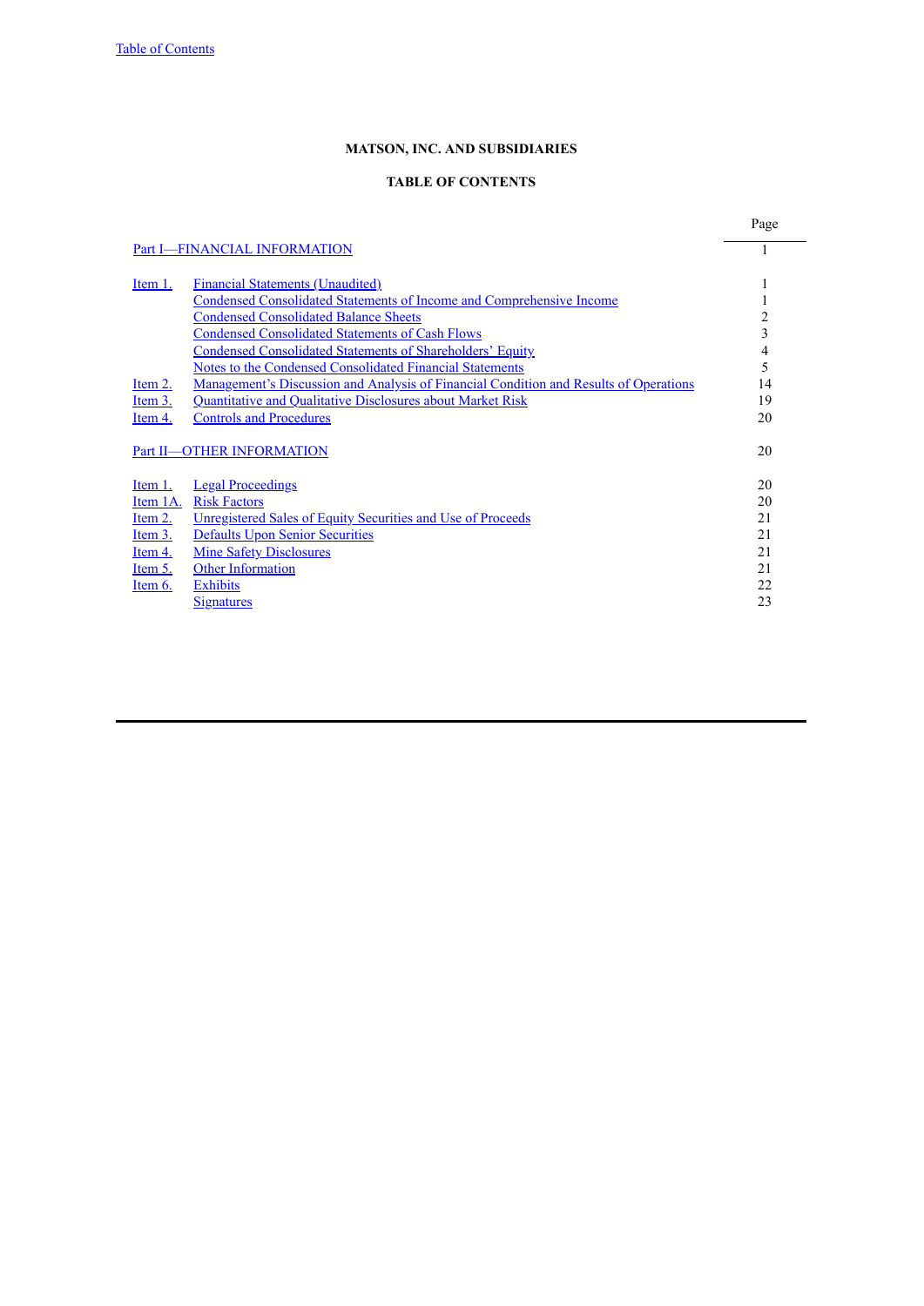# MATSON, INC. AND SUBSIDIARIES

## TABLE OF CONTENTS

| | | Page |
|---|---|---|
| Part I—FINANCIAL INFORMATION | | 1 |
| Item 1. | Financial Statements (Unaudited) | 1 |
| | Condensed Consolidated Statements of Income and Comprehensive Income | 1 |
| | Condensed Consolidated Balance Sheets | 2 |
| | Condensed Consolidated Statements of Cash Flows | 3 |
| | Condensed Consolidated Statements of Shareholders' Equity | 4 |
| | Notes to the Condensed Consolidated Financial Statements | 5 |
| Item 2. | Management's Discussion and Analysis of Financial Condition and Results of Operations | 14 |
| Item 3. | Quantitative and Qualitative Disclosures about Market Risk | 19 |
| Item 4. | Controls and Procedures | 20 |
| Part II—OTHER INFORMATION | | 20 |
| Item 1. | Legal Proceedings | 20 |
| Item 1A. | Risk Factors | 20 |
| Item 2. | Unregistered Sales of Equity Securities and Use of Proceeds | 21 |
| Item 3. | Defaults Upon Senior Securities | 21 |
| Item 4. | Mine Safety Disclosures | 21 |
| Item 5. | Other Information | 21 |
| Item 6. | Exhibits | 22 |
| | Signatures | 23 |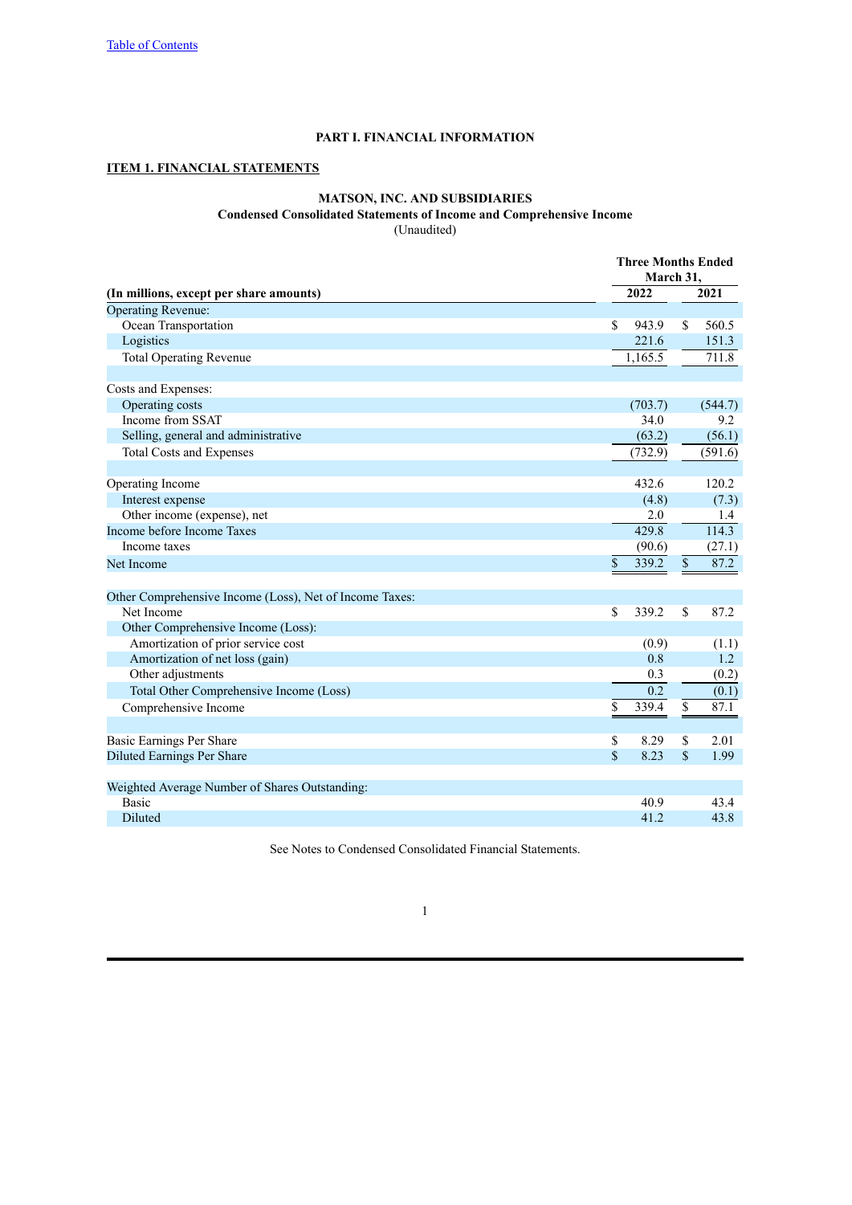Table of Contents

# PART I. FINANCIAL INFORMATION

## ITEM 1. FINANCIAL STATEMENTS

### MATSON, INC. AND SUBSIDIARIES
### Condensed Consolidated Statements of Income and Comprehensive Income
(Unaudited)

| (In millions, except per share amounts) | Three Months Ended March 31, 2022 | Three Months Ended March 31, 2021 |
|---|---|---|
| Operating Revenue: | | |
| Ocean Transportation | $ 943.9 | $ 560.5 |
| Logistics | 221.6 | 151.3 |
| Total Operating Revenue | 1,165.5 | 711.8 |
| | | |
| Costs and Expenses: | | |
| Operating costs | (703.7) | (544.7) |
| Income from SSAT | 34.0 | 9.2 |
| Selling, general and administrative | (63.2) | (56.1) |
| Total Costs and Expenses | (732.9) | (591.6) |
| | | |
| Operating Income | 432.6 | 120.2 |
| Interest expense | (4.8) | (7.3) |
| Other income (expense), net | 2.0 | 1.4 |
| Income before Income Taxes | 429.8 | 114.3 |
| Income taxes | (90.6) | (27.1) |
| Net Income | $ 339.2 | $ 87.2 |
| | | |
| Other Comprehensive Income (Loss), Net of Income Taxes: | | |
| Net Income | $ 339.2 | $ 87.2 |
| Other Comprehensive Income (Loss): | | |
| Amortization of prior service cost | (0.9) | (1.1) |
| Amortization of net loss (gain) | 0.8 | 1.2 |
| Other adjustments | 0.3 | (0.2) |
| Total Other Comprehensive Income (Loss) | 0.2 | (0.1) |
| Comprehensive Income | $ 339.4 | $ 87.1 |
| | | |
| Basic Earnings Per Share | $ 8.29 | $ 2.01 |
| Diluted Earnings Per Share | $ 8.23 | $ 1.99 |
| | | |
| Weighted Average Number of Shares Outstanding: | | |
| Basic | 40.9 | 43.4 |
| Diluted | 41.2 | 43.8 |

See Notes to Condensed Consolidated Financial Statements.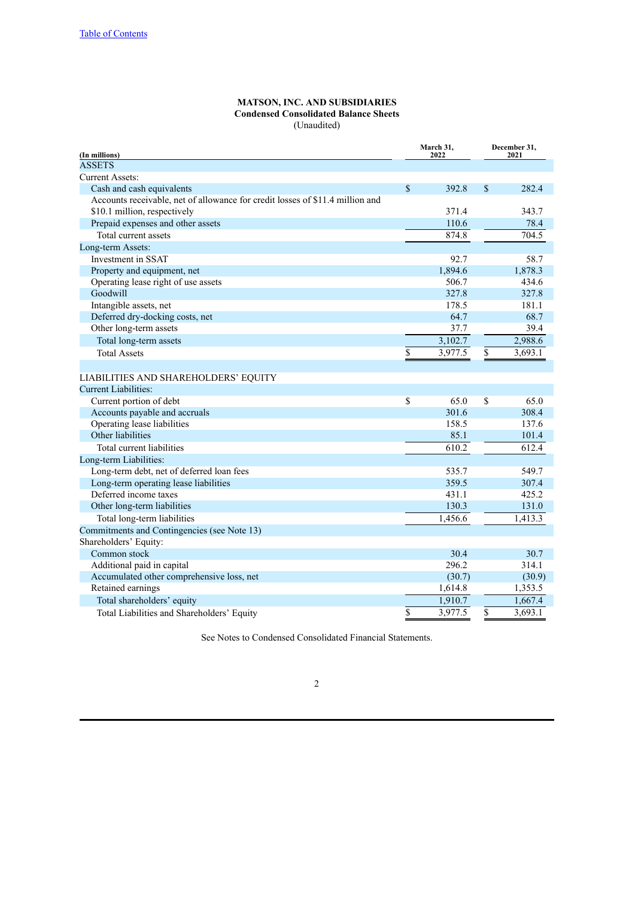Table of Contents

**MATSON, INC. AND SUBSIDIARIES**
**Condensed Consolidated Balance Sheets**
(Unaudited)

| (In millions) | March 31, 2022 | December 31, 2021 |
|---|---|---|
| ASSETS | | |
| Current Assets: | | |
| Cash and cash equivalents | $ 392.8 | $ 282.4 |
| Accounts receivable, net of allowance for credit losses of $11.4 million and $10.1 million, respectively | 371.4 | 343.7 |
| Prepaid expenses and other assets | 110.6 | 78.4 |
| Total current assets | 874.8 | 704.5 |
| Long-term Assets: | | |
| Investment in SSAT | 92.7 | 58.7 |
| Property and equipment, net | 1,894.6 | 1,878.3 |
| Operating lease right of use assets | 506.7 | 434.6 |
| Goodwill | 327.8 | 327.8 |
| Intangible assets, net | 178.5 | 181.1 |
| Deferred dry-docking costs, net | 64.7 | 68.7 |
| Other long-term assets | 37.7 | 39.4 |
| Total long-term assets | 3,102.7 | 2,988.6 |
| Total Assets | $ 3,977.5 | $ 3,693.1 |
| | | |
| LIABILITIES AND SHAREHOLDERS' EQUITY | | |
| Current Liabilities: | | |
| Current portion of debt | $ 65.0 | $ 65.0 |
| Accounts payable and accruals | 301.6 | 308.4 |
| Operating lease liabilities | 158.5 | 137.6 |
| Other liabilities | 85.1 | 101.4 |
| Total current liabilities | 610.2 | 612.4 |
| Long-term Liabilities: | | |
| Long-term debt, net of deferred loan fees | 535.7 | 549.7 |
| Long-term operating lease liabilities | 359.5 | 307.4 |
| Deferred income taxes | 431.1 | 425.2 |
| Other long-term liabilities | 130.3 | 131.0 |
| Total long-term liabilities | 1,456.6 | 1,413.3 |
| Commitments and Contingencies (see Note 13) | | |
| Shareholders' Equity: | | |
| Common stock | 30.4 | 30.7 |
| Additional paid in capital | 296.2 | 314.1 |
| Accumulated other comprehensive loss, net | (30.7) | (30.9) |
| Retained earnings | 1,614.8 | 1,353.5 |
| Total shareholders' equity | 1,910.7 | 1,667.4 |
| Total Liabilities and Shareholders' Equity | $ 3,977.5 | $ 3,693.1 |

See Notes to Condensed Consolidated Financial Statements.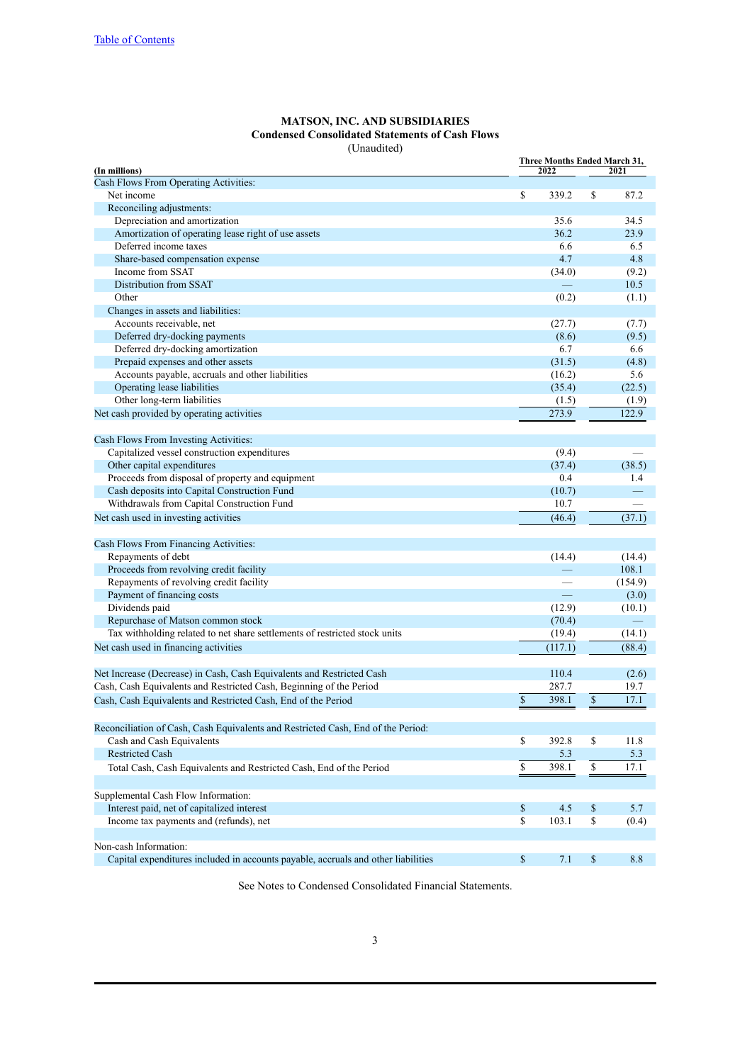[Table of Contents](#)

**MATSON, INC. AND SUBSIDIARIES**
**Condensed Consolidated Statements of Cash Flows**
(Unaudited)

| (In millions) | Three Months Ended March 31, 2022 | 2021 |
|---|---|---|
| Cash Flows From Operating Activities: | | |
| Net income | $ 339.2 | $ 87.2 |
| Reconciling adjustments: | | |
| Depreciation and amortization | 35.6 | 34.5 |
| Amortization of operating lease right of use assets | 36.2 | 23.9 |
| Deferred income taxes | 6.6 | 6.5 |
| Share-based compensation expense | 4.7 | 4.8 |
| Income from SSAT | (34.0) | (9.2) |
| Distribution from SSAT | — | 10.5 |
| Other | (0.2) | (1.1) |
| Changes in assets and liabilities: | | |
| Accounts receivable, net | (27.7) | (7.7) |
| Deferred dry-docking payments | (8.6) | (9.5) |
| Deferred dry-docking amortization | 6.7 | 6.6 |
| Prepaid expenses and other assets | (31.5) | (4.8) |
| Accounts payable, accruals and other liabilities | (16.2) | 5.6 |
| Operating lease liabilities | (35.4) | (22.5) |
| Other long-term liabilities | (1.5) | (1.9) |
| Net cash provided by operating activities | 273.9 | 122.9 |
| | | |
| Cash Flows From Investing Activities: | | |
| Capitalized vessel construction expenditures | (9.4) | — |
| Other capital expenditures | (37.4) | (38.5) |
| Proceeds from disposal of property and equipment | 0.4 | 1.4 |
| Cash deposits into Capital Construction Fund | (10.7) | — |
| Withdrawals from Capital Construction Fund | 10.7 | — |
| Net cash used in investing activities | (46.4) | (37.1) |
| | | |
| Cash Flows From Financing Activities: | | |
| Repayments of debt | (14.4) | (14.4) |
| Proceeds from revolving credit facility | — | 108.1 |
| Repayments of revolving credit facility | — | (154.9) |
| Payment of financing costs | — | (3.0) |
| Dividends paid | (12.9) | (10.1) |
| Repurchase of Matson common stock | (70.4) | — |
| Tax withholding related to net share settlements of restricted stock units | (19.4) | (14.1) |
| Net cash used in financing activities | (117.1) | (88.4) |
| | | |
| Net Increase (Decrease) in Cash, Cash Equivalents and Restricted Cash | 110.4 | (2.6) |
| Cash, Cash Equivalents and Restricted Cash, Beginning of the Period | 287.7 | 19.7 |
| Cash, Cash Equivalents and Restricted Cash, End of the Period | $ 398.1 | $ 17.1 |
| | | |
| Reconciliation of Cash, Cash Equivalents and Restricted Cash, End of the Period: | | |
| Cash and Cash Equivalents | $ 392.8 | $ 11.8 |
| Restricted Cash | 5.3 | 5.3 |
| Total Cash, Cash Equivalents and Restricted Cash, End of the Period | $ 398.1 | $ 17.1 |
| | | |
| Supplemental Cash Flow Information: | | |
| Interest paid, net of capitalized interest | $ 4.5 | $ 5.7 |
| Income tax payments and (refunds), net | $ 103.1 | $ (0.4) |
| | | |
| Non-cash Information: | | |
| Capital expenditures included in accounts payable, accruals and other liabilities | $ 7.1 | $ 8.8 |

See Notes to Condensed Consolidated Financial Statements.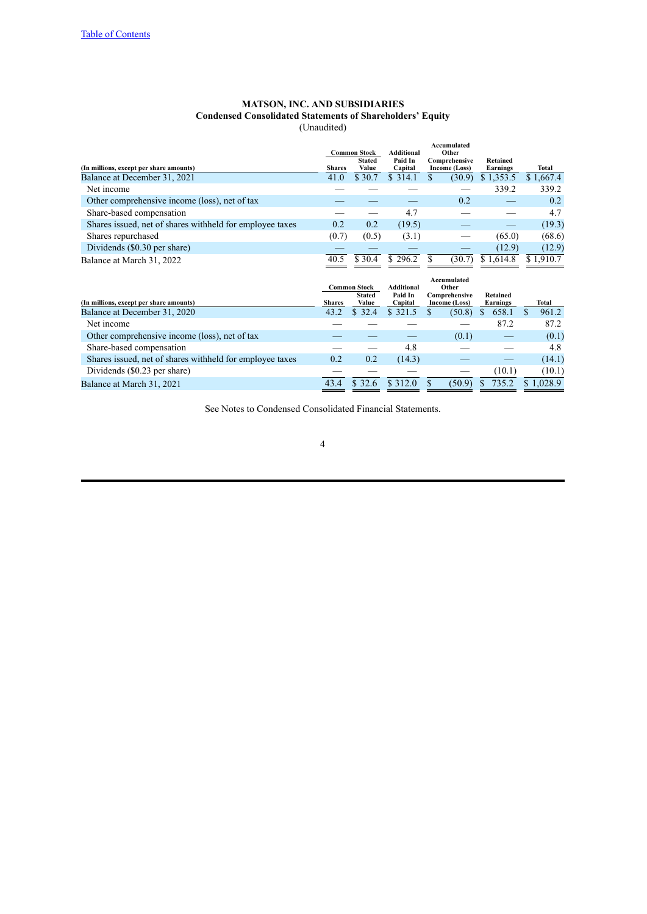Table of Contents

**MATSON, INC. AND SUBSIDIARIES**
**Condensed Consolidated Statements of Shareholders' Equity**
(Unaudited)

| (In millions, except per share amounts) | Common Stock Shares | Common Stock Stated Value | Additional Paid In Capital | Accumulated Other Comprehensive Income (Loss) | Retained Earnings | Total |
|---|---|---|---|---|---|---|
| Balance at December 31, 2021 | 41.0 | $ 30.7 | $ 314.1 | $ (30.9) | $ 1,353.5 | $ 1,667.4 |
| Net income | — | — | — | — | 339.2 | 339.2 |
| Other comprehensive income (loss), net of tax | — | — | — | 0.2 | — | 0.2 |
| Share-based compensation | — | — | 4.7 | — | — | 4.7 |
| Shares issued, net of shares withheld for employee taxes | 0.2 | 0.2 | (19.5) | — | — | (19.3) |
| Shares repurchased | (0.7) | (0.5) | (3.1) | — | (65.0) | (68.6) |
| Dividends ($0.30 per share) | — | — | — | — | (12.9) | (12.9) |
| Balance at March 31, 2022 | 40.5 | $ 30.4 | $ 296.2 | $ (30.7) | $ 1,614.8 | $ 1,910.7 |

| (In millions, except per share amounts) | Common Stock Shares | Common Stock Stated Value | Additional Paid In Capital | Accumulated Other Comprehensive Income (Loss) | Retained Earnings | Total |
|---|---|---|---|---|---|---|
| Balance at December 31, 2020 | 43.2 | $ 32.4 | $ 321.5 | $ (50.8) | $ 658.1 | $ 961.2 |
| Net income | — | — | — | — | 87.2 | 87.2 |
| Other comprehensive income (loss), net of tax | — | — | — | (0.1) | — | (0.1) |
| Share-based compensation | — | — | 4.8 | — | — | 4.8 |
| Shares issued, net of shares withheld for employee taxes | 0.2 | 0.2 | (14.3) | — | — | (14.1) |
| Dividends ($0.23 per share) | — | — | — | — | (10.1) | (10.1) |
| Balance at March 31, 2021 | 43.4 | $ 32.6 | $ 312.0 | $ (50.9) | $ 735.2 | $ 1,028.9 |

See Notes to Condensed Consolidated Financial Statements.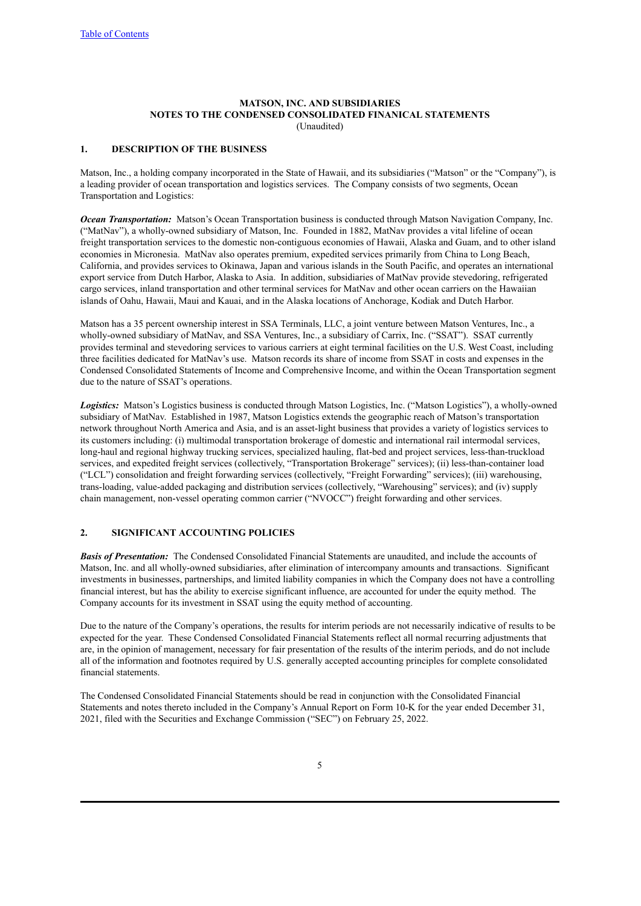# MATSON, INC. AND SUBSIDIARIES
## NOTES TO THE CONDENSED CONSOLIDATED FINANCIAL STATEMENTS
(Unaudited)

### 1. DESCRIPTION OF THE BUSINESS

Matson, Inc., a holding company incorporated in the State of Hawaii, and its subsidiaries ("Matson" or the "Company"), is a leading provider of ocean transportation and logistics services. The Company consists of two segments, Ocean Transportation and Logistics:

***Ocean Transportation:*** Matson's Ocean Transportation business is conducted through Matson Navigation Company, Inc. ("MatNav"), a wholly-owned subsidiary of Matson, Inc. Founded in 1882, MatNav provides a vital lifeline of ocean freight transportation services to the domestic non-contiguous economies of Hawaii, Alaska and Guam, and to other island economies in Micronesia. MatNav also operates premium, expedited services primarily from China to Long Beach, California, and provides services to Okinawa, Japan and various islands in the South Pacific, and operates an international export service from Dutch Harbor, Alaska to Asia. In addition, subsidiaries of MatNav provide stevedoring, refrigerated cargo services, inland transportation and other terminal services for MatNav and other ocean carriers on the Hawaiian islands of Oahu, Hawaii, Maui and Kauai, and in the Alaska locations of Anchorage, Kodiak and Dutch Harbor.

Matson has a 35 percent ownership interest in SSA Terminals, LLC, a joint venture between Matson Ventures, Inc., a wholly-owned subsidiary of MatNav, and SSA Ventures, Inc., a subsidiary of Carrix, Inc. ("SSAT"). SSAT currently provides terminal and stevedoring services to various carriers at eight terminal facilities on the U.S. West Coast, including three facilities dedicated for MatNav's use. Matson records its share of income from SSAT in costs and expenses in the Condensed Consolidated Statements of Income and Comprehensive Income, and within the Ocean Transportation segment due to the nature of SSAT's operations.

***Logistics:*** Matson's Logistics business is conducted through Matson Logistics, Inc. ("Matson Logistics"), a wholly-owned subsidiary of MatNav. Established in 1987, Matson Logistics extends the geographic reach of Matson's transportation network throughout North America and Asia, and is an asset-light business that provides a variety of logistics services to its customers including: (i) multimodal transportation brokerage of domestic and international rail intermodal services, long-haul and regional highway trucking services, specialized hauling, flat-bed and project services, less-than-truckload services, and expedited freight services (collectively, "Transportation Brokerage" services); (ii) less-than-container load ("LCL") consolidation and freight forwarding services (collectively, "Freight Forwarding" services); (iii) warehousing, trans-loading, value-added packaging and distribution services (collectively, "Warehousing" services); and (iv) supply chain management, non-vessel operating common carrier ("NVOCC") freight forwarding and other services.

### 2. SIGNIFICANT ACCOUNTING POLICIES

***Basis of Presentation:*** The Condensed Consolidated Financial Statements are unaudited, and include the accounts of Matson, Inc. and all wholly-owned subsidiaries, after elimination of intercompany amounts and transactions. Significant investments in businesses, partnerships, and limited liability companies in which the Company does not have a controlling financial interest, but has the ability to exercise significant influence, are accounted for under the equity method. The Company accounts for its investment in SSAT using the equity method of accounting.

Due to the nature of the Company's operations, the results for interim periods are not necessarily indicative of results to be expected for the year. These Condensed Consolidated Financial Statements reflect all normal recurring adjustments that are, in the opinion of management, necessary for fair presentation of the results of the interim periods, and do not include all of the information and footnotes required by U.S. generally accepted accounting principles for complete consolidated financial statements.

The Condensed Consolidated Financial Statements should be read in conjunction with the Consolidated Financial Statements and notes thereto included in the Company's Annual Report on Form 10-K for the year ended December 31, 2021, filed with the Securities and Exchange Commission ("SEC") on February 25, 2022.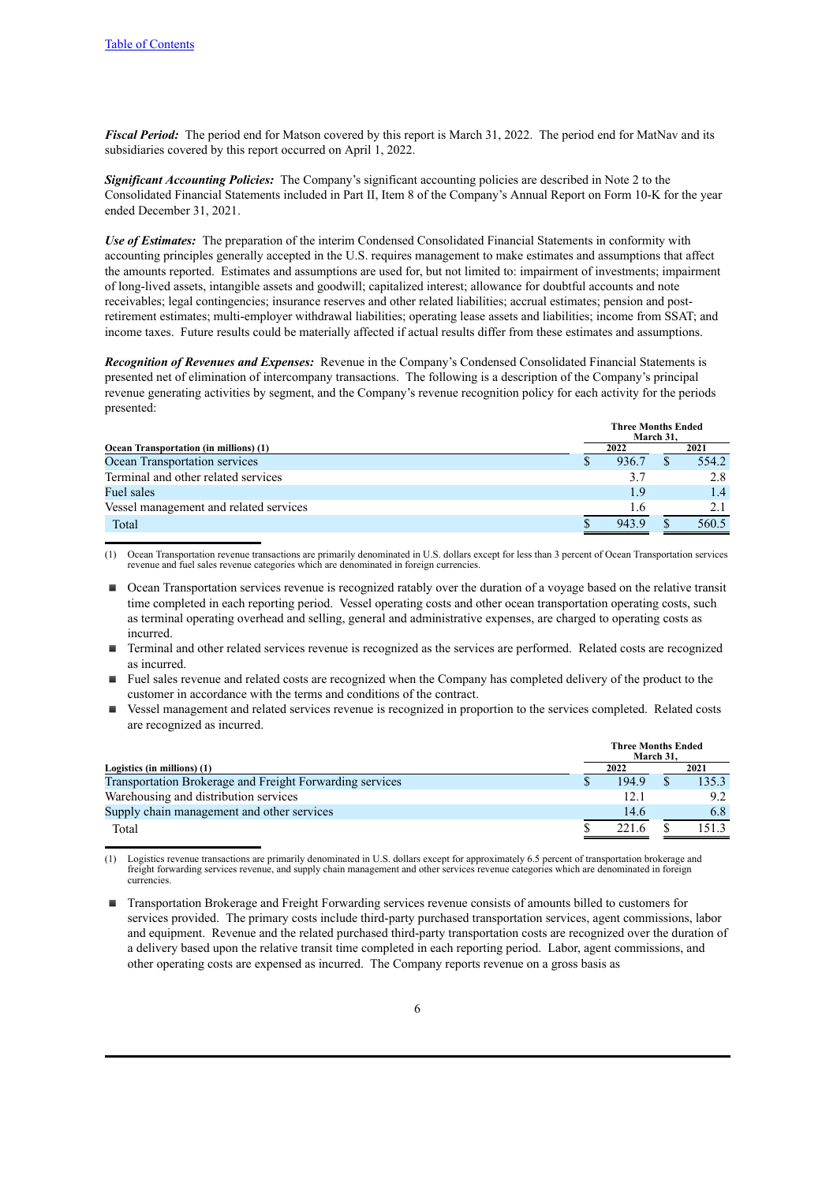***Fiscal Period:*** The period end for Matson covered by this report is March 31, 2022. The period end for MatNav and its subsidiaries covered by this report occurred on April 1, 2022.

***Significant Accounting Policies:*** The Company's significant accounting policies are described in Note 2 to the Consolidated Financial Statements included in Part II, Item 8 of the Company's Annual Report on Form 10-K for the year ended December 31, 2021.

***Use of Estimates:*** The preparation of the interim Condensed Consolidated Financial Statements in conformity with accounting principles generally accepted in the U.S. requires management to make estimates and assumptions that affect the amounts reported. Estimates and assumptions are used for, but not limited to: impairment of investments; impairment of long-lived assets, intangible assets and goodwill; capitalized interest; allowance for doubtful accounts and note receivables; legal contingencies; insurance reserves and other related liabilities; accrual estimates; pension and post-retirement estimates; multi-employer withdrawal liabilities; operating lease assets and liabilities; income from SSAT; and income taxes. Future results could be materially affected if actual results differ from these estimates and assumptions.

***Recognition of Revenues and Expenses:*** Revenue in the Company's Condensed Consolidated Financial Statements is presented net of elimination of intercompany transactions. The following is a description of the Company's principal revenue generating activities by segment, and the Company's revenue recognition policy for each activity for the periods presented:

| Ocean Transportation (in millions) (1) | Three Months Ended March 31, 2022 | Three Months Ended March 31, 2021 |
|---|---|---|
| Ocean Transportation services | $ 936.7 | $ 554.2 |
| Terminal and other related services | 3.7 | 2.8 |
| Fuel sales | 1.9 | 1.4 |
| Vessel management and related services | 1.6 | 2.1 |
| Total | $ 943.9 | $ 560.5 |

(1) Ocean Transportation revenue transactions are primarily denominated in U.S. dollars except for less than 3 percent of Ocean Transportation services revenue and fuel sales revenue categories which are denominated in foreign currencies.

- Ocean Transportation services revenue is recognized ratably over the duration of a voyage based on the relative transit time completed in each reporting period. Vessel operating costs and other ocean transportation operating costs, such as terminal operating overhead and selling, general and administrative expenses, are charged to operating costs as incurred.
- Terminal and other related services revenue is recognized as the services are performed. Related costs are recognized as incurred.
- Fuel sales revenue and related costs are recognized when the Company has completed delivery of the product to the customer in accordance with the terms and conditions of the contract.
- Vessel management and related services revenue is recognized in proportion to the services completed. Related costs are recognized as incurred.

| Logistics (in millions) (1) | Three Months Ended March 31, 2022 | Three Months Ended March 31, 2021 |
|---|---|---|
| Transportation Brokerage and Freight Forwarding services | $ 194.9 | $ 135.3 |
| Warehousing and distribution services | 12.1 | 9.2 |
| Supply chain management and other services | 14.6 | 6.8 |
| Total | $ 221.6 | $ 151.3 |

(1) Logistics revenue transactions are primarily denominated in U.S. dollars except for approximately 6.5 percent of transportation brokerage and freight forwarding services revenue, and supply chain management and other services revenue categories which are denominated in foreign currencies.

- Transportation Brokerage and Freight Forwarding services revenue consists of amounts billed to customers for services provided. The primary costs include third-party purchased transportation services, agent commissions, labor and equipment. Revenue and the related purchased third-party transportation costs are recognized over the duration of a delivery based upon the relative transit time completed in each reporting period. Labor, agent commissions, and other operating costs are expensed as incurred. The Company reports revenue on a gross basis as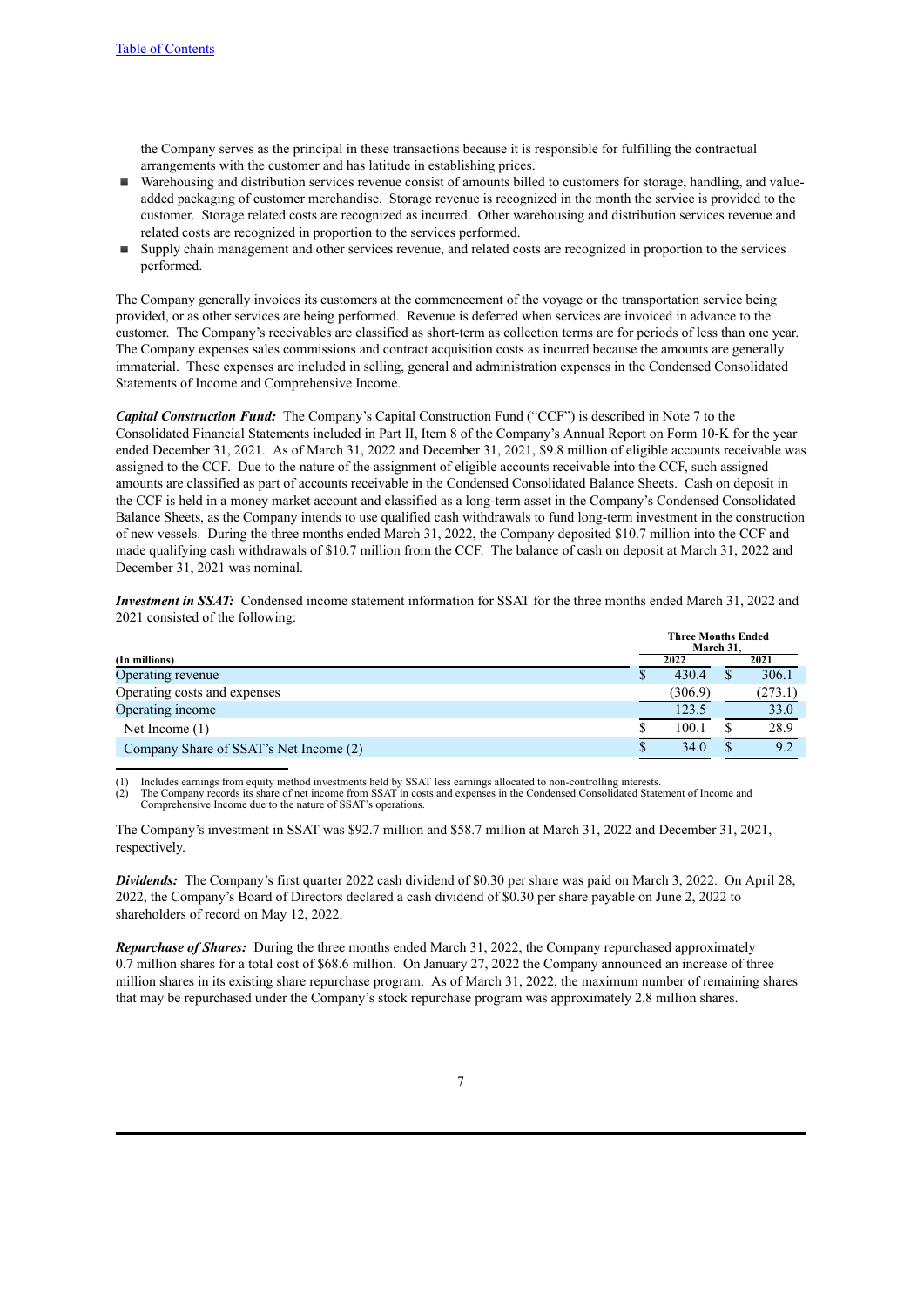the Company serves as the principal in these transactions because it is responsible for fulfilling the contractual arrangements with the customer and has latitude in establishing prices.

- Warehousing and distribution services revenue consist of amounts billed to customers for storage, handling, and value-added packaging of customer merchandise. Storage revenue is recognized in the month the service is provided to the customer. Storage related costs are recognized as incurred. Other warehousing and distribution services revenue and related costs are recognized in proportion to the services performed.
- Supply chain management and other services revenue, and related costs are recognized in proportion to the services performed.

The Company generally invoices its customers at the commencement of the voyage or the transportation service being provided, or as other services are being performed. Revenue is deferred when services are invoiced in advance to the customer. The Company's receivables are classified as short-term as collection terms are for periods of less than one year. The Company expenses sales commissions and contract acquisition costs as incurred because the amounts are generally immaterial. These expenses are included in selling, general and administration expenses in the Condensed Consolidated Statements of Income and Comprehensive Income.

***Capital Construction Fund:*** The Company's Capital Construction Fund ("CCF") is described in Note 7 to the Consolidated Financial Statements included in Part II, Item 8 of the Company's Annual Report on Form 10-K for the year ended December 31, 2021. As of March 31, 2022 and December 31, 2021, $9.8 million of eligible accounts receivable was assigned to the CCF. Due to the nature of the assignment of eligible accounts receivable into the CCF, such assigned amounts are classified as part of accounts receivable in the Condensed Consolidated Balance Sheets. Cash on deposit in the CCF is held in a money market account and classified as a long-term asset in the Company's Condensed Consolidated Balance Sheets, as the Company intends to use qualified cash withdrawals to fund long-term investment in the construction of new vessels. During the three months ended March 31, 2022, the Company deposited $10.7 million into the CCF and made qualifying cash withdrawals of $10.7 million from the CCF. The balance of cash on deposit at March 31, 2022 and December 31, 2021 was nominal.

***Investment in SSAT:*** Condensed income statement information for SSAT for the three months ended March 31, 2022 and 2021 consisted of the following:

| (In millions) | Three Months Ended March 31, 2022 | 2021 |
|---|---|---|
| Operating revenue | $ 430.4 | $ 306.1 |
| Operating costs and expenses | (306.9) | (273.1) |
| Operating income | 123.5 | 33.0 |
| Net Income (1) | $ 100.1 | $ 28.9 |
| Company Share of SSAT's Net Income (2) | $ 34.0 | $ 9.2 |

(1) Includes earnings from equity method investments held by SSAT less earnings allocated to non-controlling interests.
(2) The Company records its share of net income from SSAT in costs and expenses in the Condensed Consolidated Statement of Income and Comprehensive Income due to the nature of SSAT's operations.

The Company's investment in SSAT was $92.7 million and $58.7 million at March 31, 2022 and December 31, 2021, respectively.

***Dividends:*** The Company's first quarter 2022 cash dividend of $0.30 per share was paid on March 3, 2022. On April 28, 2022, the Company's Board of Directors declared a cash dividend of $0.30 per share payable on June 2, 2022 to shareholders of record on May 12, 2022.

***Repurchase of Shares:*** During the three months ended March 31, 2022, the Company repurchased approximately 0.7 million shares for a total cost of $68.6 million. On January 27, 2022 the Company announced an increase of three million shares in its existing share repurchase program. As of March 31, 2022, the maximum number of remaining shares that may be repurchased under the Company's stock repurchase program was approximately 2.8 million shares.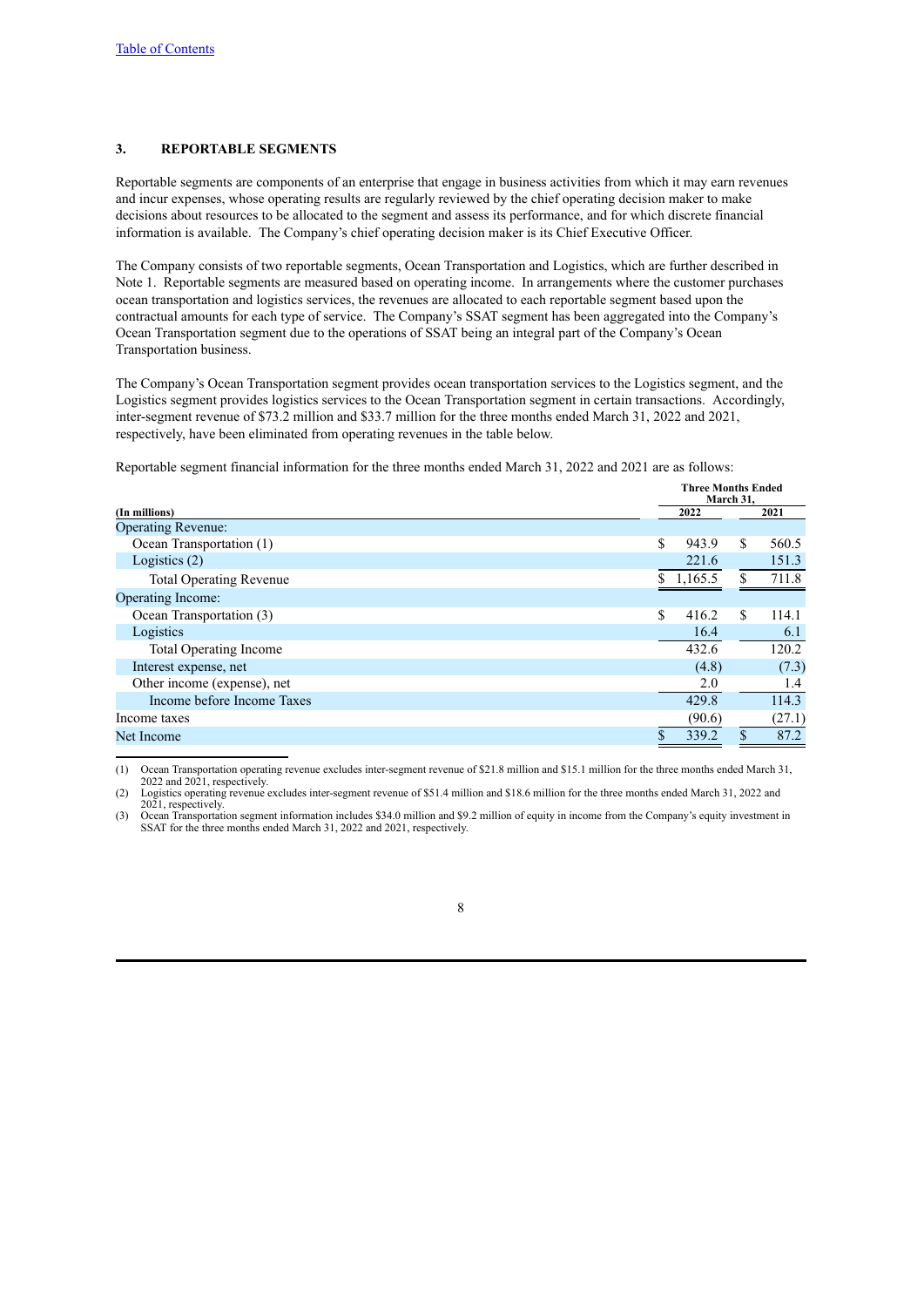[Table of Contents](#)

## 3. REPORTABLE SEGMENTS

Reportable segments are components of an enterprise that engage in business activities from which it may earn revenues and incur expenses, whose operating results are regularly reviewed by the chief operating decision maker to make decisions about resources to be allocated to the segment and assess its performance, and for which discrete financial information is available. The Company's chief operating decision maker is its Chief Executive Officer.

The Company consists of two reportable segments, Ocean Transportation and Logistics, which are further described in Note 1. Reportable segments are measured based on operating income. In arrangements where the customer purchases ocean transportation and logistics services, the revenues are allocated to each reportable segment based upon the contractual amounts for each type of service. The Company's SSAT segment has been aggregated into the Company's Ocean Transportation segment due to the operations of SSAT being an integral part of the Company's Ocean Transportation business.

The Company's Ocean Transportation segment provides ocean transportation services to the Logistics segment, and the Logistics segment provides logistics services to the Ocean Transportation segment in certain transactions. Accordingly, inter-segment revenue of $73.2 million and $33.7 million for the three months ended March 31, 2022 and 2021, respectively, have been eliminated from operating revenues in the table below.

Reportable segment financial information for the three months ended March 31, 2022 and 2021 are as follows:

| (In millions) | Three Months Ended March 31, | |
|---|---|---|
| | 2022 | 2021 |
| Operating Revenue: | | |
| Ocean Transportation (1) | $ 943.9 | $ 560.5 |
| Logistics (2) | 221.6 | 151.3 |
| Total Operating Revenue | $ 1,165.5 | $ 711.8 |
| Operating Income: | | |
| Ocean Transportation (3) | $ 416.2 | $ 114.1 |
| Logistics | 16.4 | 6.1 |
| Total Operating Income | 432.6 | 120.2 |
| Interest expense, net | (4.8) | (7.3) |
| Other income (expense), net | 2.0 | 1.4 |
| Income before Income Taxes | 429.8 | 114.3 |
| Income taxes | (90.6) | (27.1) |
| Net Income | $ 339.2 | $ 87.2 |

(1) Ocean Transportation operating revenue excludes inter-segment revenue of $21.8 million and $15.1 million for the three months ended March 31, 2022 and 2021, respectively.

(2) Logistics operating revenue excludes inter-segment revenue of $51.4 million and $18.6 million for the three months ended March 31, 2022 and 2021, respectively.

(3) Ocean Transportation segment information includes $34.0 million and $9.2 million of equity in income from the Company's equity investment in SSAT for the three months ended March 31, 2022 and 2021, respectively.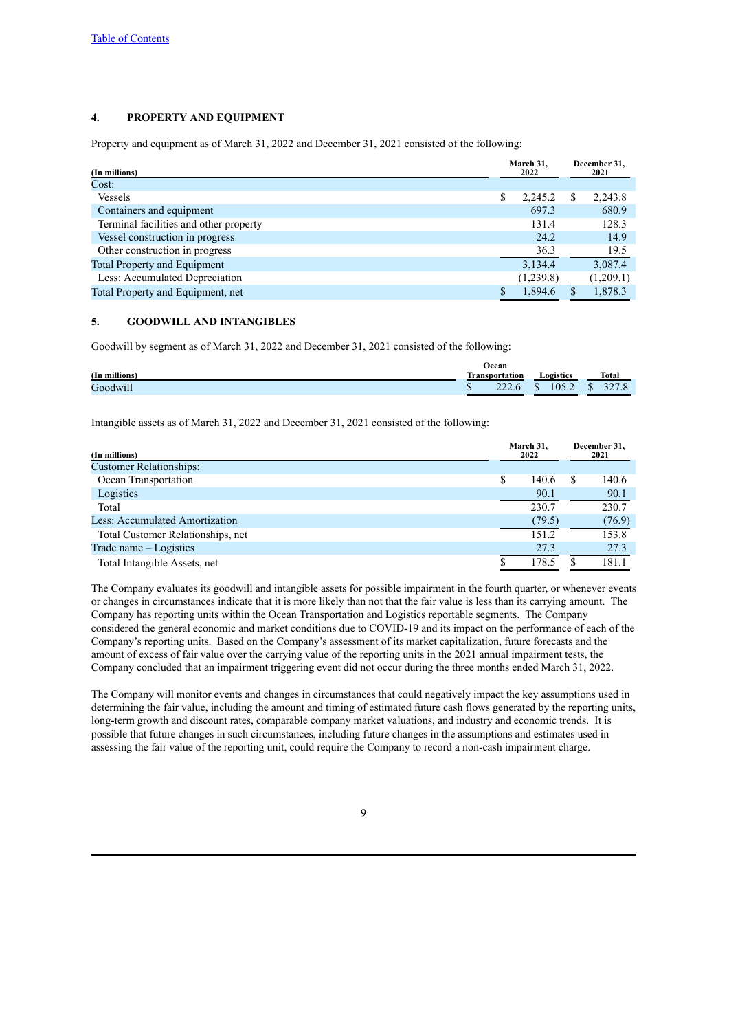## 4. PROPERTY AND EQUIPMENT

Property and equipment as of March 31, 2022 and December 31, 2021 consisted of the following:

| (In millions) | March 31, 2022 | December 31, 2021 |
|---|---|---|
| Cost: | | |
| Vessels | $ 2,245.2 | $ 2,243.8 |
| Containers and equipment | 697.3 | 680.9 |
| Terminal facilities and other property | 131.4 | 128.3 |
| Vessel construction in progress | 24.2 | 14.9 |
| Other construction in progress | 36.3 | 19.5 |
| Total Property and Equipment | 3,134.4 | 3,087.4 |
| Less: Accumulated Depreciation | (1,239.8) | (1,209.1) |
| Total Property and Equipment, net | $ 1,894.6 | $ 1,878.3 |

## 5. GOODWILL AND INTANGIBLES

Goodwill by segment as of March 31, 2022 and December 31, 2021 consisted of the following:

| (In millions) | Ocean Transportation | Logistics | Total |
|---|---|---|---|
| Goodwill | $ 222.6 | $ 105.2 | $ 327.8 |

Intangible assets as of March 31, 2022 and December 31, 2021 consisted of the following:

| (In millions) | March 31, 2022 | December 31, 2021 |
|---|---|---|
| Customer Relationships: | | |
| Ocean Transportation | $ 140.6 | $ 140.6 |
| Logistics | 90.1 | 90.1 |
| Total | 230.7 | 230.7 |
| Less: Accumulated Amortization | (79.5) | (76.9) |
| Total Customer Relationships, net | 151.2 | 153.8 |
| Trade name – Logistics | 27.3 | 27.3 |
| Total Intangible Assets, net | $ 178.5 | $ 181.1 |

The Company evaluates its goodwill and intangible assets for possible impairment in the fourth quarter, or whenever events or changes in circumstances indicate that it is more likely than not that the fair value is less than its carrying amount. The Company has reporting units within the Ocean Transportation and Logistics reportable segments. The Company considered the general economic and market conditions due to COVID-19 and its impact on the performance of each of the Company's reporting units. Based on the Company's assessment of its market capitalization, future forecasts and the amount of excess of fair value over the carrying value of the reporting units in the 2021 annual impairment tests, the Company concluded that an impairment triggering event did not occur during the three months ended March 31, 2022.

The Company will monitor events and changes in circumstances that could negatively impact the key assumptions used in determining the fair value, including the amount and timing of estimated future cash flows generated by the reporting units, long-term growth and discount rates, comparable company market valuations, and industry and economic trends. It is possible that future changes in such circumstances, including future changes in the assumptions and estimates used in assessing the fair value of the reporting unit, could require the Company to record a non-cash impairment charge.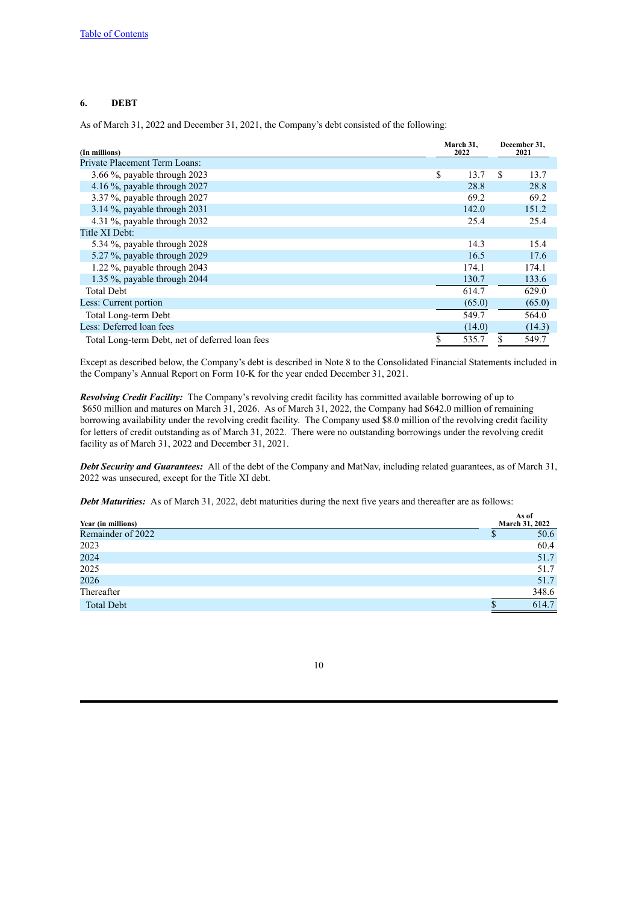[Table of Contents](#)

## 6. DEBT

As of March 31, 2022 and December 31, 2021, the Company's debt consisted of the following:

| (In millions) | March 31, 2022 | December 31, 2021 |
|---|---|---|
| Private Placement Term Loans: | | |
| 3.66 %, payable through 2023 | $ 13.7 | $ 13.7 |
| 4.16 %, payable through 2027 | 28.8 | 28.8 |
| 3.37 %, payable through 2027 | 69.2 | 69.2 |
| 3.14 %, payable through 2031 | 142.0 | 151.2 |
| 4.31 %, payable through 2032 | 25.4 | 25.4 |
| Title XI Debt: | | |
| 5.34 %, payable through 2028 | 14.3 | 15.4 |
| 5.27 %, payable through 2029 | 16.5 | 17.6 |
| 1.22 %, payable through 2043 | 174.1 | 174.1 |
| 1.35 %, payable through 2044 | 130.7 | 133.6 |
| Total Debt | 614.7 | 629.0 |
| Less: Current portion | (65.0) | (65.0) |
| Total Long-term Debt | 549.7 | 564.0 |
| Less: Deferred loan fees | (14.0) | (14.3) |
| Total Long-term Debt, net of deferred loan fees | $ 535.7 | $ 549.7 |

Except as described below, the Company's debt is described in Note 8 to the Consolidated Financial Statements included in the Company's Annual Report on Form 10-K for the year ended December 31, 2021.

***Revolving Credit Facility:*** The Company's revolving credit facility has committed available borrowing of up to $650 million and matures on March 31, 2026. As of March 31, 2022, the Company had $642.0 million of remaining borrowing availability under the revolving credit facility. The Company used $8.0 million of the revolving credit facility for letters of credit outstanding as of March 31, 2022. There were no outstanding borrowings under the revolving credit facility as of March 31, 2022 and December 31, 2021.

***Debt Security and Guarantees:*** All of the debt of the Company and MatNav, including related guarantees, as of March 31, 2022 was unsecured, except for the Title XI debt.

***Debt Maturities:*** As of March 31, 2022, debt maturities during the next five years and thereafter are as follows:

| Year (in millions) | As of March 31, 2022 |
|---|---|
| Remainder of 2022 | $ 50.6 |
| 2023 | 60.4 |
| 2024 | 51.7 |
| 2025 | 51.7 |
| 2026 | 51.7 |
| Thereafter | 348.6 |
| Total Debt | $ 614.7 |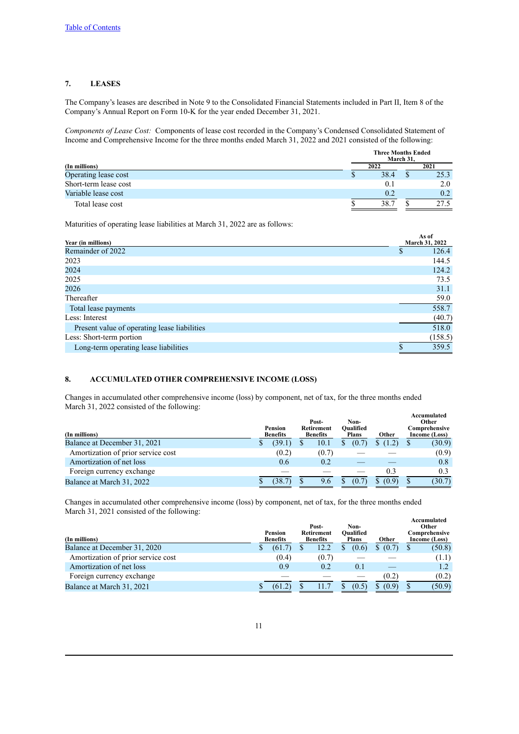## 7. LEASES

The Company's leases are described in Note 9 to the Consolidated Financial Statements included in Part II, Item 8 of the Company's Annual Report on Form 10-K for the year ended December 31, 2021.

*Components of Lease Cost:* Components of lease cost recorded in the Company's Condensed Consolidated Statement of Income and Comprehensive Income for the three months ended March 31, 2022 and 2021 consisted of the following:

| (In millions) | Three Months Ended March 31, 2022 | Three Months Ended March 31, 2021 |
|---|---|---|
| Operating lease cost | $ 38.4 | $ 25.3 |
| Short-term lease cost | 0.1 | 2.0 |
| Variable lease cost | 0.2 | 0.2 |
| Total lease cost | $ 38.7 | $ 27.5 |

Maturities of operating lease liabilities at March 31, 2022 are as follows:

| Year (in millions) | As of March 31, 2022 |
|---|---|
| Remainder of 2022 | $ 126.4 |
| 2023 | 144.5 |
| 2024 | 124.2 |
| 2025 | 73.5 |
| 2026 | 31.1 |
| Thereafter | 59.0 |
| Total lease payments | 558.7 |
| Less: Interest | (40.7) |
| Present value of operating lease liabilities | 518.0 |
| Less: Short-term portion | (158.5) |
| Long-term operating lease liabilities | $ 359.5 |

## 8. ACCUMULATED OTHER COMPREHENSIVE INCOME (LOSS)

Changes in accumulated other comprehensive income (loss) by component, net of tax, for the three months ended March 31, 2022 consisted of the following:

| (In millions) | Pension Benefits | Post-Retirement Benefits | Non-Qualified Plans | Other | Accumulated Other Comprehensive Income (Loss) |
|---|---|---|---|---|---|
| Balance at December 31, 2021 | $ (39.1) | $ 10.1 | $ (0.7) | $ (1.2) | $ (30.9) |
| Amortization of prior service cost | (0.2) | (0.7) | — | — | (0.9) |
| Amortization of net loss | 0.6 | 0.2 | — | — | 0.8 |
| Foreign currency exchange | — | — | — | 0.3 | 0.3 |
| Balance at March 31, 2022 | $ (38.7) | $ 9.6 | $ (0.7) | $ (0.9) | $ (30.7) |

Changes in accumulated other comprehensive income (loss) by component, net of tax, for the three months ended March 31, 2021 consisted of the following:

| (In millions) | Pension Benefits | Post-Retirement Benefits | Non-Qualified Plans | Other | Accumulated Other Comprehensive Income (Loss) |
|---|---|---|---|---|---|
| Balance at December 31, 2020 | $ (61.7) | $ 12.2 | $ (0.6) | $ (0.7) | $ (50.8) |
| Amortization of prior service cost | (0.4) | (0.7) | — | — | (1.1) |
| Amortization of net loss | 0.9 | 0.2 | 0.1 | — | 1.2 |
| Foreign currency exchange | — | — | — | (0.2) | (0.2) |
| Balance at March 31, 2021 | $ (61.2) | $ 11.7 | $ (0.5) | $ (0.9) | $ (50.9) |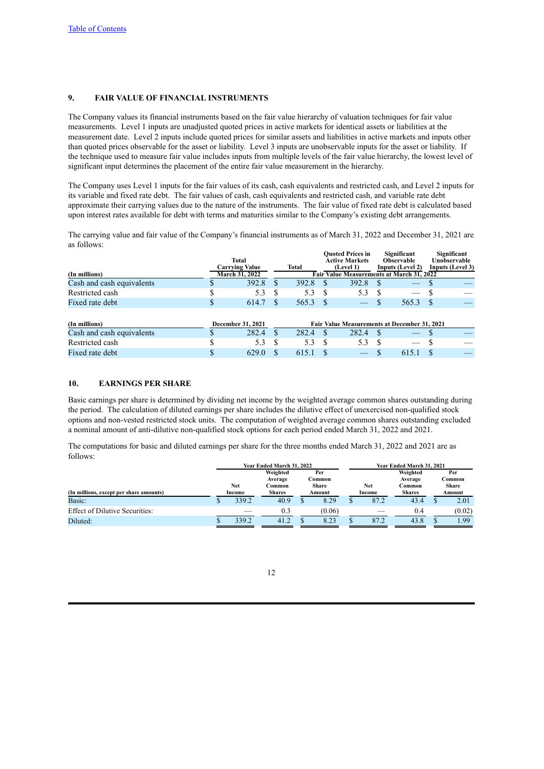[Table of Contents](#)

## 9. FAIR VALUE OF FINANCIAL INSTRUMENTS

The Company values its financial instruments based on the fair value hierarchy of valuation techniques for fair value measurements. Level 1 inputs are unadjusted quoted prices in active markets for identical assets or liabilities at the measurement date. Level 2 inputs include quoted prices for similar assets and liabilities in active markets and inputs other than quoted prices observable for the asset or liability. Level 3 inputs are unobservable inputs for the asset or liability. If the technique used to measure fair value includes inputs from multiple levels of the fair value hierarchy, the lowest level of significant input determines the placement of the entire fair value measurement in the hierarchy.

The Company uses Level 1 inputs for the fair values of its cash, cash equivalents and restricted cash, and Level 2 inputs for its variable and fixed rate debt. The fair values of cash, cash equivalents and restricted cash, and variable rate debt approximate their carrying values due to the nature of the instruments. The fair value of fixed rate debt is calculated based upon interest rates available for debt with terms and maturities similar to the Company's existing debt arrangements.

The carrying value and fair value of the Company's financial instruments as of March 31, 2022 and December 31, 2021 are as follows:

| (In millions) | Total Carrying Value March 31, 2022 | Total | Quoted Prices in Active Markets (Level 1) | Significant Observable Inputs (Level 2) | Significant Unobservable Inputs (Level 3) |
|---|---|---|---|---|---|
| | | Fair Value Measurements at March 31, 2022 | | | |
| Cash and cash equivalents | $ 392.8 | $ 392.8 | $ 392.8 | $ — | $ — |
| Restricted cash | $ 5.3 | $ 5.3 | $ 5.3 | $ — | $ — |
| Fixed rate debt | $ 614.7 | $ 565.3 | $ — | $ 565.3 | $ — |

| (In millions) | December 31, 2021 | Fair Value Measurements at December 31, 2021 | | | |
|---|---|---|---|---|---|
| Cash and cash equivalents | $ 282.4 | $ 282.4 | $ 282.4 | $ — | $ — |
| Restricted cash | $ 5.3 | $ 5.3 | $ 5.3 | $ — | $ — |
| Fixed rate debt | $ 629.0 | $ 615.1 | $ — | $ 615.1 | $ — |

## 10. EARNINGS PER SHARE

Basic earnings per share is determined by dividing net income by the weighted average common shares outstanding during the period. The calculation of diluted earnings per share includes the dilutive effect of unexercised non-qualified stock options and non-vested restricted stock units. The computation of weighted average common shares outstanding excluded a nominal amount of anti-dilutive non-qualified stock options for each period ended March 31, 2022 and 2021.

The computations for basic and diluted earnings per share for the three months ended March 31, 2022 and 2021 are as follows:

| (In millions, except per share amounts) | Year Ended March 31, 2022 | | | Year Ended March 31, 2021 | | |
|---|---|---|---|---|---|---|
| | Net Income | Weighted Average Common Shares | Per Common Share Amount | Net Income | Weighted Average Common Shares | Per Common Share Amount |
| Basic: | $ 339.2 | 40.9 | $ 8.29 | $ 87.2 | 43.4 | $ 2.01 |
| Effect of Dilutive Securities: | — | 0.3 | (0.06) | — | 0.4 | (0.02) |
| Diluted: | $ 339.2 | 41.2 | $ 8.23 | $ 87.2 | 43.8 | $ 1.99 |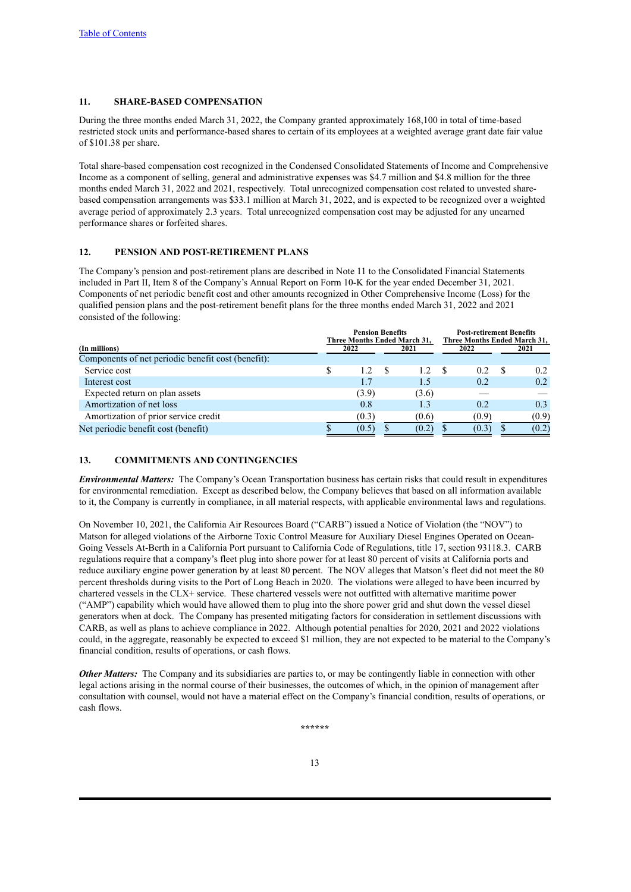[Table of Contents](#)

## 11. SHARE-BASED COMPENSATION

During the three months ended March 31, 2022, the Company granted approximately 168,100 in total of time-based restricted stock units and performance-based shares to certain of its employees at a weighted average grant date fair value of $101.38 per share.

Total share-based compensation cost recognized in the Condensed Consolidated Statements of Income and Comprehensive Income as a component of selling, general and administrative expenses was $4.7 million and $4.8 million for the three months ended March 31, 2022 and 2021, respectively. Total unrecognized compensation cost related to unvested share-based compensation arrangements was $33.1 million at March 31, 2022, and is expected to be recognized over a weighted average period of approximately 2.3 years. Total unrecognized compensation cost may be adjusted for any unearned performance shares or forfeited shares.

## 12. PENSION AND POST-RETIREMENT PLANS

The Company's pension and post-retirement plans are described in Note 11 to the Consolidated Financial Statements included in Part II, Item 8 of the Company's Annual Report on Form 10-K for the year ended December 31, 2021. Components of net periodic benefit cost and other amounts recognized in Other Comprehensive Income (Loss) for the qualified pension plans and the post-retirement benefit plans for the three months ended March 31, 2022 and 2021 consisted of the following:

| (In millions) | Pension Benefits Three Months Ended March 31, | | Post-retirement Benefits Three Months Ended March 31, | |
|---|---|---|---|---|
| | 2022 | 2021 | 2022 | 2021 |
| Components of net periodic benefit cost (benefit): | | | | |
| Service cost | $ 1.2 | $ 1.2 | $ 0.2 | $ 0.2 |
| Interest cost | 1.7 | 1.5 | 0.2 | 0.2 |
| Expected return on plan assets | (3.9) | (3.6) | — | — |
| Amortization of net loss | 0.8 | 1.3 | 0.2 | 0.3 |
| Amortization of prior service credit | (0.3) | (0.6) | (0.9) | (0.9) |
| Net periodic benefit cost (benefit) | $ (0.5) | $ (0.2) | $ (0.3) | $ (0.2) |

## 13. COMMITMENTS AND CONTINGENCIES

***Environmental Matters:*** The Company's Ocean Transportation business has certain risks that could result in expenditures for environmental remediation. Except as described below, the Company believes that based on all information available to it, the Company is currently in compliance, in all material respects, with applicable environmental laws and regulations.

On November 10, 2021, the California Air Resources Board ("CARB") issued a Notice of Violation (the "NOV") to Matson for alleged violations of the Airborne Toxic Control Measure for Auxiliary Diesel Engines Operated on Ocean-Going Vessels At-Berth in a California Port pursuant to California Code of Regulations, title 17, section 93118.3. CARB regulations require that a company's fleet plug into shore power for at least 80 percent of visits at California ports and reduce auxiliary engine power generation by at least 80 percent. The NOV alleges that Matson's fleet did not meet the 80 percent thresholds during visits to the Port of Long Beach in 2020. The violations were alleged to have been incurred by chartered vessels in the CLX+ service. These chartered vessels were not outfitted with alternative maritime power ("AMP") capability which would have allowed them to plug into the shore power grid and shut down the vessel diesel generators when at dock. The Company has presented mitigating factors for consideration in settlement discussions with CARB, as well as plans to achieve compliance in 2022. Although potential penalties for 2020, 2021 and 2022 violations could, in the aggregate, reasonably be expected to exceed $1 million, they are not expected to be material to the Company's financial condition, results of operations, or cash flows.

***Other Matters:*** The Company and its subsidiaries are parties to, or may be contingently liable in connection with other legal actions arising in the normal course of their businesses, the outcomes of which, in the opinion of management after consultation with counsel, would not have a material effect on the Company's financial condition, results of operations, or cash flows.

******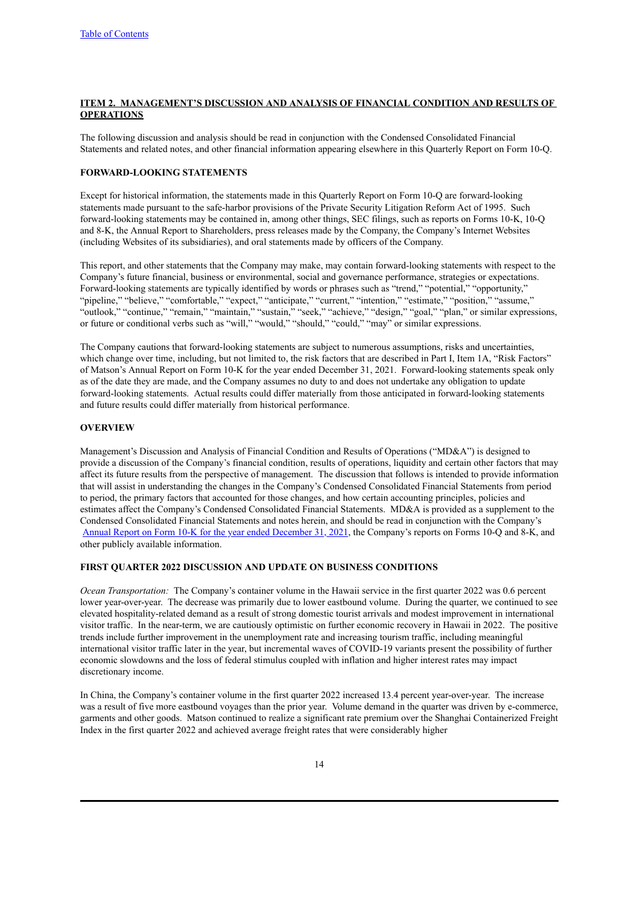## ITEM 2. MANAGEMENT'S DISCUSSION AND ANALYSIS OF FINANCIAL CONDITION AND RESULTS OF OPERATIONS

The following discussion and analysis should be read in conjunction with the Condensed Consolidated Financial Statements and related notes, and other financial information appearing elsewhere in this Quarterly Report on Form 10-Q.

### FORWARD-LOOKING STATEMENTS

Except for historical information, the statements made in this Quarterly Report on Form 10-Q are forward-looking statements made pursuant to the safe-harbor provisions of the Private Security Litigation Reform Act of 1995. Such forward-looking statements may be contained in, among other things, SEC filings, such as reports on Forms 10-K, 10-Q and 8-K, the Annual Report to Shareholders, press releases made by the Company, the Company's Internet Websites (including Websites of its subsidiaries), and oral statements made by officers of the Company.

This report, and other statements that the Company may make, may contain forward-looking statements with respect to the Company's future financial, business or environmental, social and governance performance, strategies or expectations. Forward-looking statements are typically identified by words or phrases such as "trend," "potential," "opportunity," "pipeline," "believe," "comfortable," "expect," "anticipate," "current," "intention," "estimate," "position," "assume," "outlook," "continue," "remain," "maintain," "sustain," "seek," "achieve," "design," "goal," "plan," or similar expressions, or future or conditional verbs such as "will," "would," "should," "could," "may" or similar expressions.

The Company cautions that forward-looking statements are subject to numerous assumptions, risks and uncertainties, which change over time, including, but not limited to, the risk factors that are described in Part I, Item 1A, "Risk Factors" of Matson's Annual Report on Form 10-K for the year ended December 31, 2021. Forward-looking statements speak only as of the date they are made, and the Company assumes no duty to and does not undertake any obligation to update forward-looking statements. Actual results could differ materially from those anticipated in forward-looking statements and future results could differ materially from historical performance.

### OVERVIEW

Management's Discussion and Analysis of Financial Condition and Results of Operations ("MD&A") is designed to provide a discussion of the Company's financial condition, results of operations, liquidity and certain other factors that may affect its future results from the perspective of management. The discussion that follows is intended to provide information that will assist in understanding the changes in the Company's Condensed Consolidated Financial Statements from period to period, the primary factors that accounted for those changes, and how certain accounting principles, policies and estimates affect the Company's Condensed Consolidated Financial Statements. MD&A is provided as a supplement to the Condensed Consolidated Financial Statements and notes herein, and should be read in conjunction with the Company's Annual Report on Form 10-K for the year ended December 31, 2021, the Company's reports on Forms 10-Q and 8-K, and other publicly available information.

### FIRST QUARTER 2022 DISCUSSION AND UPDATE ON BUSINESS CONDITIONS

*Ocean Transportation:* The Company's container volume in the Hawaii service in the first quarter 2022 was 0.6 percent lower year-over-year. The decrease was primarily due to lower eastbound volume. During the quarter, we continued to see elevated hospitality-related demand as a result of strong domestic tourist arrivals and modest improvement in international visitor traffic. In the near-term, we are cautiously optimistic on further economic recovery in Hawaii in 2022. The positive trends include further improvement in the unemployment rate and increasing tourism traffic, including meaningful international visitor traffic later in the year, but incremental waves of COVID-19 variants present the possibility of further economic slowdowns and the loss of federal stimulus coupled with inflation and higher interest rates may impact discretionary income.

In China, the Company's container volume in the first quarter 2022 increased 13.4 percent year-over-year. The increase was a result of five more eastbound voyages than the prior year. Volume demand in the quarter was driven by e-commerce, garments and other goods. Matson continued to realize a significant rate premium over the Shanghai Containerized Freight Index in the first quarter 2022 and achieved average freight rates that were considerably higher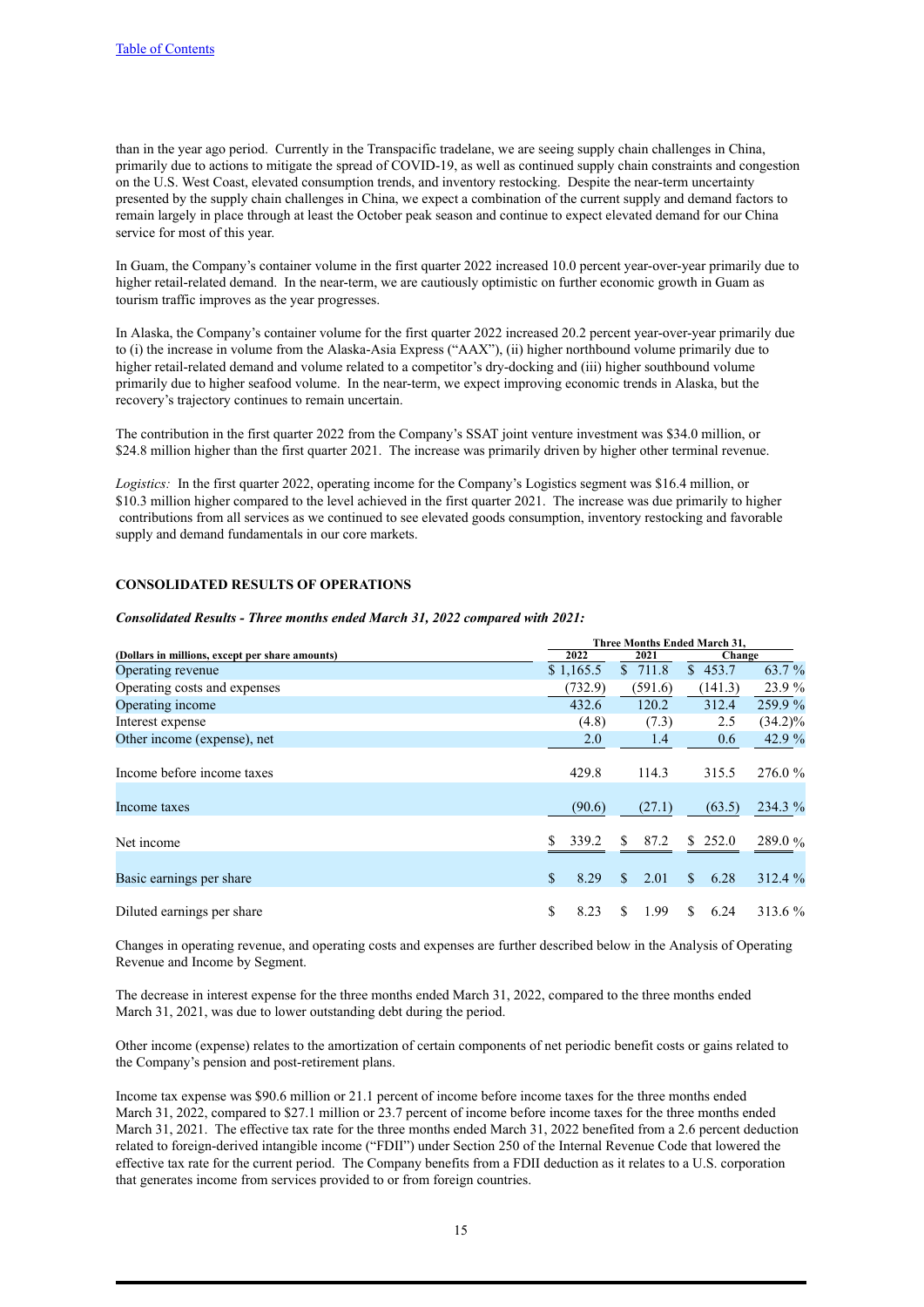than in the year ago period. Currently in the Transpacific tradelane, we are seeing supply chain challenges in China, primarily due to actions to mitigate the spread of COVID-19, as well as continued supply chain constraints and congestion on the U.S. West Coast, elevated consumption trends, and inventory restocking. Despite the near-term uncertainty presented by the supply chain challenges in China, we expect a combination of the current supply and demand factors to remain largely in place through at least the October peak season and continue to expect elevated demand for our China service for most of this year.

In Guam, the Company's container volume in the first quarter 2022 increased 10.0 percent year-over-year primarily due to higher retail-related demand. In the near-term, we are cautiously optimistic on further economic growth in Guam as tourism traffic improves as the year progresses.

In Alaska, the Company's container volume for the first quarter 2022 increased 20.2 percent year-over-year primarily due to (i) the increase in volume from the Alaska-Asia Express ("AAX"), (ii) higher northbound volume primarily due to higher retail-related demand and volume related to a competitor's dry-docking and (iii) higher southbound volume primarily due to higher seafood volume. In the near-term, we expect improving economic trends in Alaska, but the recovery's trajectory continues to remain uncertain.

The contribution in the first quarter 2022 from the Company's SSAT joint venture investment was $34.0 million, or $24.8 million higher than the first quarter 2021. The increase was primarily driven by higher other terminal revenue.

*Logistics:* In the first quarter 2022, operating income for the Company's Logistics segment was $16.4 million, or $10.3 million higher compared to the level achieved in the first quarter 2021. The increase was due primarily to higher contributions from all services as we continued to see elevated goods consumption, inventory restocking and favorable supply and demand fundamentals in our core markets.

## CONSOLIDATED RESULTS OF OPERATIONS

***Consolidated Results - Three months ended March 31, 2022 compared with 2021:***

| (Dollars in millions, except per share amounts) | Three Months Ended March 31, | | | |
|---|---|---|---|---|
| | 2022 | 2021 | Change | |
| Operating revenue | $ 1,165.5 | $ 711.8 | $ 453.7 | 63.7 % |
| Operating costs and expenses | (732.9) | (591.6) | (141.3) | 23.9 % |
| Operating income | 432.6 | 120.2 | 312.4 | 259.9 % |
| Interest expense | (4.8) | (7.3) | 2.5 | (34.2)% |
| Other income (expense), net | 2.0 | 1.4 | 0.6 | 42.9 % |
| Income before income taxes | 429.8 | 114.3 | 315.5 | 276.0 % |
| Income taxes | (90.6) | (27.1) | (63.5) | 234.3 % |
| Net income | $ 339.2 | $ 87.2 | $ 252.0 | 289.0 % |
| Basic earnings per share | $ 8.29 | $ 2.01 | $ 6.28 | 312.4 % |
| Diluted earnings per share | $ 8.23 | $ 1.99 | $ 6.24 | 313.6 % |

Changes in operating revenue, and operating costs and expenses are further described below in the Analysis of Operating Revenue and Income by Segment.

The decrease in interest expense for the three months ended March 31, 2022, compared to the three months ended March 31, 2021, was due to lower outstanding debt during the period.

Other income (expense) relates to the amortization of certain components of net periodic benefit costs or gains related to the Company's pension and post-retirement plans.

Income tax expense was $90.6 million or 21.1 percent of income before income taxes for the three months ended March 31, 2022, compared to $27.1 million or 23.7 percent of income before income taxes for the three months ended March 31, 2021. The effective tax rate for the three months ended March 31, 2022 benefited from a 2.6 percent deduction related to foreign-derived intangible income ("FDII") under Section 250 of the Internal Revenue Code that lowered the effective tax rate for the current period. The Company benefits from a FDII deduction as it relates to a U.S. corporation that generates income from services provided to or from foreign countries.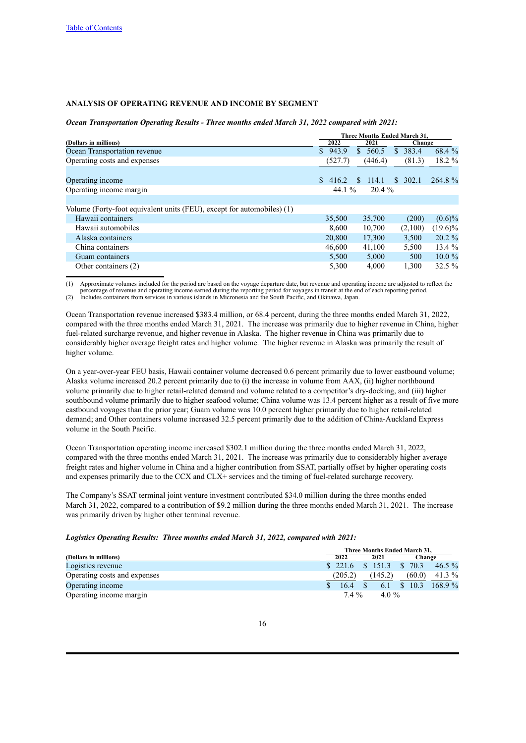[Table of Contents](#)

## ANALYSIS OF OPERATING REVENUE AND INCOME BY SEGMENT

***Ocean Transportation Operating Results - Three months ended March 31, 2022 compared with 2021:***

| (Dollars in millions) | Three Months Ended March 31, 2022 | 2021 | Change | |
|---|---|---|---|---|
| Ocean Transportation revenue | $ 943.9 | $ 560.5 | $ 383.4 | 68.4 % |
| Operating costs and expenses | (527.7) | (446.4) | (81.3) | 18.2 % |
| Operating income | $ 416.2 | $ 114.1 | $ 302.1 | 264.8 % |
| Operating income margin | 44.1 % | 20.4 % | | |
| Volume (Forty-foot equivalent units (FEU), except for automobiles) (1) | | | | |
| Hawaii containers | 35,500 | 35,700 | (200) | (0.6)% |
| Hawaii automobiles | 8,600 | 10,700 | (2,100) | (19.6)% |
| Alaska containers | 20,800 | 17,300 | 3,500 | 20.2 % |
| China containers | 46,600 | 41,100 | 5,500 | 13.4 % |
| Guam containers | 5,500 | 5,000 | 500 | 10.0 % |
| Other containers (2) | 5,300 | 4,000 | 1,300 | 32.5 % |

(1) Approximate volumes included for the period are based on the voyage departure date, but revenue and operating income are adjusted to reflect the percentage of revenue and operating income earned during the reporting period for voyages in transit at the end of each reporting period.

(2) Includes containers from services in various islands in Micronesia and the South Pacific, and Okinawa, Japan.

Ocean Transportation revenue increased $383.4 million, or 68.4 percent, during the three months ended March 31, 2022, compared with the three months ended March 31, 2021. The increase was primarily due to higher revenue in China, higher fuel-related surcharge revenue, and higher revenue in Alaska. The higher revenue in China was primarily due to considerably higher average freight rates and higher volume. The higher revenue in Alaska was primarily the result of higher volume.

On a year-over-year FEU basis, Hawaii container volume decreased 0.6 percent primarily due to lower eastbound volume; Alaska volume increased 20.2 percent primarily due to (i) the increase in volume from AAX, (ii) higher northbound volume primarily due to higher retail-related demand and volume related to a competitor's dry-docking, and (iii) higher southbound volume primarily due to higher seafood volume; China volume was 13.4 percent higher as a result of five more eastbound voyages than the prior year; Guam volume was 10.0 percent higher primarily due to higher retail-related demand; and Other containers volume increased 32.5 percent primarily due to the addition of China-Auckland Express volume in the South Pacific.

Ocean Transportation operating income increased $302.1 million during the three months ended March 31, 2022, compared with the three months ended March 31, 2021. The increase was primarily due to considerably higher average freight rates and higher volume in China and a higher contribution from SSAT, partially offset by higher operating costs and expenses primarily due to the CCX and CLX+ services and the timing of fuel-related surcharge recovery.

The Company's SSAT terminal joint venture investment contributed $34.0 million during the three months ended March 31, 2022, compared to a contribution of $9.2 million during the three months ended March 31, 2021. The increase was primarily driven by higher other terminal revenue.

***Logistics Operating Results: Three months ended March 31, 2022, compared with 2021:***

| (Dollars in millions) | Three Months Ended March 31, 2022 | 2021 | Change | |
|---|---|---|---|---|
| Logistics revenue | $ 221.6 | $ 151.3 | $ 70.3 | 46.5 % |
| Operating costs and expenses | (205.2) | (145.2) | (60.0) | 41.3 % |
| Operating income | $ 16.4 | $ 6.1 | $ 10.3 | 168.9 % |
| Operating income margin | 7.4 % | 4.0 % | | |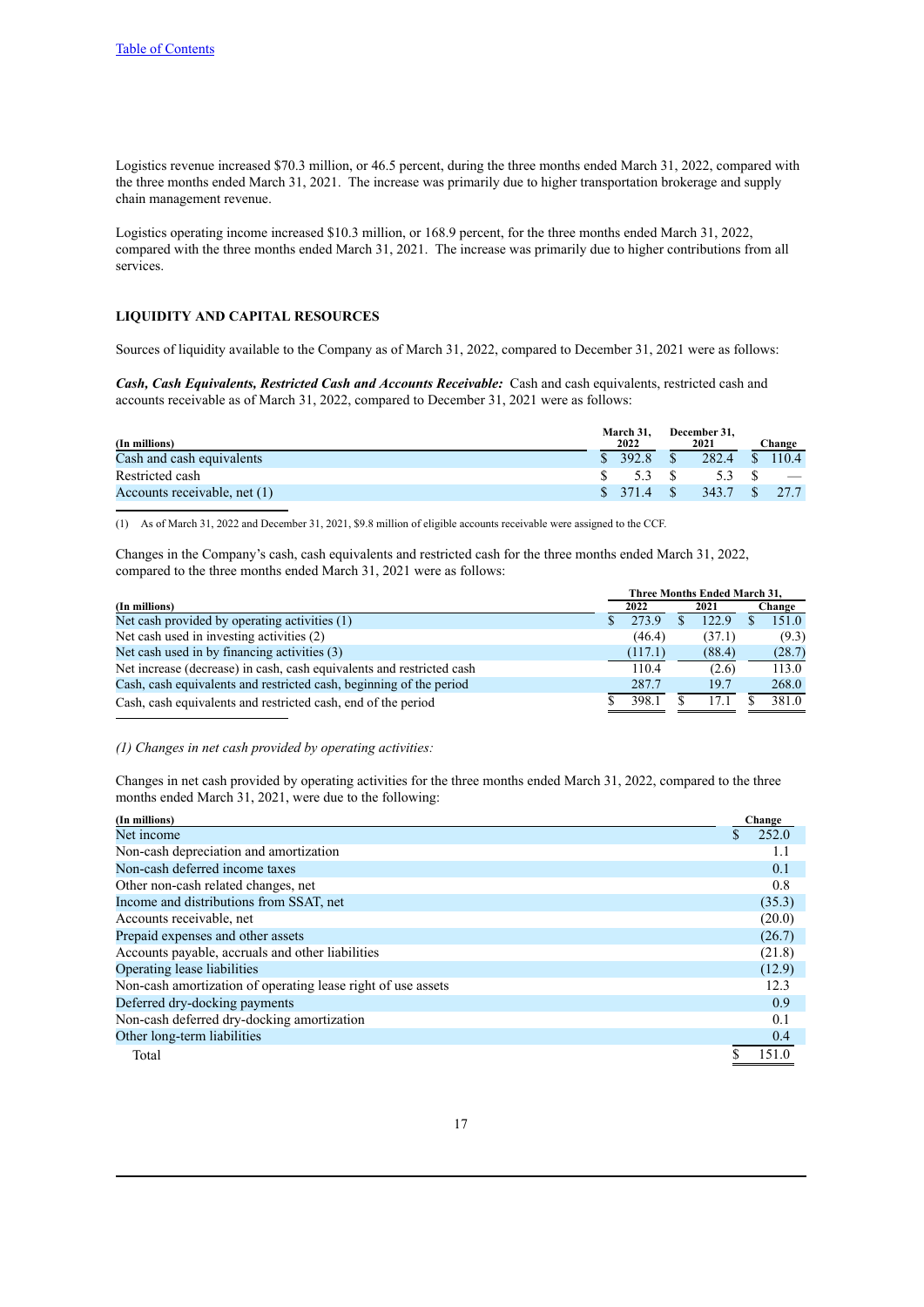Logistics revenue increased $70.3 million, or 46.5 percent, during the three months ended March 31, 2022, compared with the three months ended March 31, 2021. The increase was primarily due to higher transportation brokerage and supply chain management revenue.

Logistics operating income increased $10.3 million, or 168.9 percent, for the three months ended March 31, 2022, compared with the three months ended March 31, 2021. The increase was primarily due to higher contributions from all services.

## LIQUIDITY AND CAPITAL RESOURCES

Sources of liquidity available to the Company as of March 31, 2022, compared to December 31, 2021 were as follows:

***Cash, Cash Equivalents, Restricted Cash and Accounts Receivable:*** Cash and cash equivalents, restricted cash and accounts receivable as of March 31, 2022, compared to December 31, 2021 were as follows:

| (In millions) | March 31, 2022 | December 31, 2021 | Change |
|---|---|---|---|
| Cash and cash equivalents | $ 392.8 | $ 282.4 | $ 110.4 |
| Restricted cash | $ 5.3 | $ 5.3 | $ — |
| Accounts receivable, net (1) | $ 371.4 | $ 343.7 | $ 27.7 |

(1) As of March 31, 2022 and December 31, 2021, $9.8 million of eligible accounts receivable were assigned to the CCF.

Changes in the Company's cash, cash equivalents and restricted cash for the three months ended March 31, 2022, compared to the three months ended March 31, 2021 were as follows:

| | Three Months Ended March 31, | | |
|---|---|---|---|
| (In millions) | 2022 | 2021 | Change |
| Net cash provided by operating activities (1) | $ 273.9 | $ 122.9 | $ 151.0 |
| Net cash used in investing activities (2) | (46.4) | (37.1) | (9.3) |
| Net cash used in by financing activities (3) | (117.1) | (88.4) | (28.7) |
| Net increase (decrease) in cash, cash equivalents and restricted cash | 110.4 | (2.6) | 113.0 |
| Cash, cash equivalents and restricted cash, beginning of the period | 287.7 | 19.7 | 268.0 |
| Cash, cash equivalents and restricted cash, end of the period | $ 398.1 | $ 17.1 | $ 381.0 |

*(1) Changes in net cash provided by operating activities:*

Changes in net cash provided by operating activities for the three months ended March 31, 2022, compared to the three months ended March 31, 2021, were due to the following:

| (In millions) | Change |
|---|---|
| Net income | $ 252.0 |
| Non-cash depreciation and amortization | 1.1 |
| Non-cash deferred income taxes | 0.1 |
| Other non-cash related changes, net | 0.8 |
| Income and distributions from SSAT, net | (35.3) |
| Accounts receivable, net | (20.0) |
| Prepaid expenses and other assets | (26.7) |
| Accounts payable, accruals and other liabilities | (21.8) |
| Operating lease liabilities | (12.9) |
| Non-cash amortization of operating lease right of use assets | 12.3 |
| Deferred dry-docking payments | 0.9 |
| Non-cash deferred dry-docking amortization | 0.1 |
| Other long-term liabilities | 0.4 |
| Total | $ 151.0 |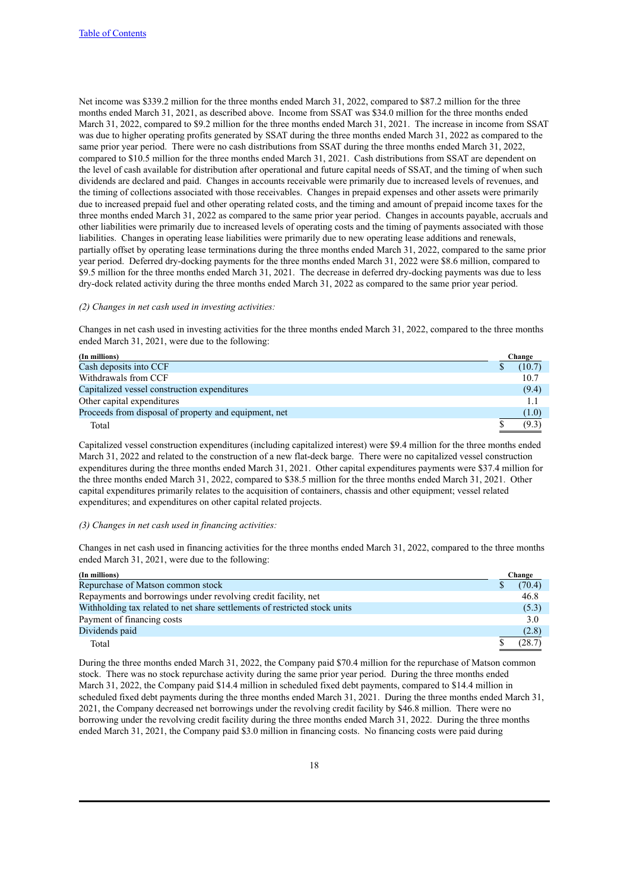Net income was $339.2 million for the three months ended March 31, 2022, compared to $87.2 million for the three months ended March 31, 2021, as described above. Income from SSAT was $34.0 million for the three months ended March 31, 2022, compared to $9.2 million for the three months ended March 31, 2021. The increase in income from SSAT was due to higher operating profits generated by SSAT during the three months ended March 31, 2022 as compared to the same prior year period. There were no cash distributions from SSAT during the three months ended March 31, 2022, compared to $10.5 million for the three months ended March 31, 2021. Cash distributions from SSAT are dependent on the level of cash available for distribution after operational and future capital needs of SSAT, and the timing of when such dividends are declared and paid. Changes in accounts receivable were primarily due to increased levels of revenues, and the timing of collections associated with those receivables. Changes in prepaid expenses and other assets were primarily due to increased prepaid fuel and other operating related costs, and the timing and amount of prepaid income taxes for the three months ended March 31, 2022 as compared to the same prior year period. Changes in accounts payable, accruals and other liabilities were primarily due to increased levels of operating costs and the timing of payments associated with those liabilities. Changes in operating lease liabilities were primarily due to new operating lease additions and renewals, partially offset by operating lease terminations during the three months ended March 31, 2022, compared to the same prior year period. Deferred dry-docking payments for the three months ended March 31, 2022 were $8.6 million, compared to $9.5 million for the three months ended March 31, 2021. The decrease in deferred dry-docking payments was due to less dry-dock related activity during the three months ended March 31, 2022 as compared to the same prior year period.

*(2) Changes in net cash used in investing activities:*

Changes in net cash used in investing activities for the three months ended March 31, 2022, compared to the three months ended March 31, 2021, were due to the following:

| (In millions) | Change |
|---|---|
| Cash deposits into CCF | $ (10.7) |
| Withdrawals from CCF | 10.7 |
| Capitalized vessel construction expenditures | (9.4) |
| Other capital expenditures | 1.1 |
| Proceeds from disposal of property and equipment, net | (1.0) |
| Total | $ (9.3) |

Capitalized vessel construction expenditures (including capitalized interest) were $9.4 million for the three months ended March 31, 2022 and related to the construction of a new flat-deck barge. There were no capitalized vessel construction expenditures during the three months ended March 31, 2021. Other capital expenditures payments were $37.4 million for the three months ended March 31, 2022, compared to $38.5 million for the three months ended March 31, 2021. Other capital expenditures primarily relates to the acquisition of containers, chassis and other equipment; vessel related expenditures; and expenditures on other capital related projects.

*(3) Changes in net cash used in financing activities:*

Changes in net cash used in financing activities for the three months ended March 31, 2022, compared to the three months ended March 31, 2021, were due to the following:

| (In millions) | Change |
|---|---|
| Repurchase of Matson common stock | $ (70.4) |
| Repayments and borrowings under revolving credit facility, net | 46.8 |
| Withholding tax related to net share settlements of restricted stock units | (5.3) |
| Payment of financing costs | 3.0 |
| Dividends paid | (2.8) |
| Total | $ (28.7) |

During the three months ended March 31, 2022, the Company paid $70.4 million for the repurchase of Matson common stock. There was no stock repurchase activity during the same prior year period. During the three months ended March 31, 2022, the Company paid $14.4 million in scheduled fixed debt payments, compared to $14.4 million in scheduled fixed debt payments during the three months ended March 31, 2021. During the three months ended March 31, 2021, the Company decreased net borrowings under the revolving credit facility by $46.8 million. There were no borrowing under the revolving credit facility during the three months ended March 31, 2022. During the three months ended March 31, 2021, the Company paid $3.0 million in financing costs. No financing costs were paid during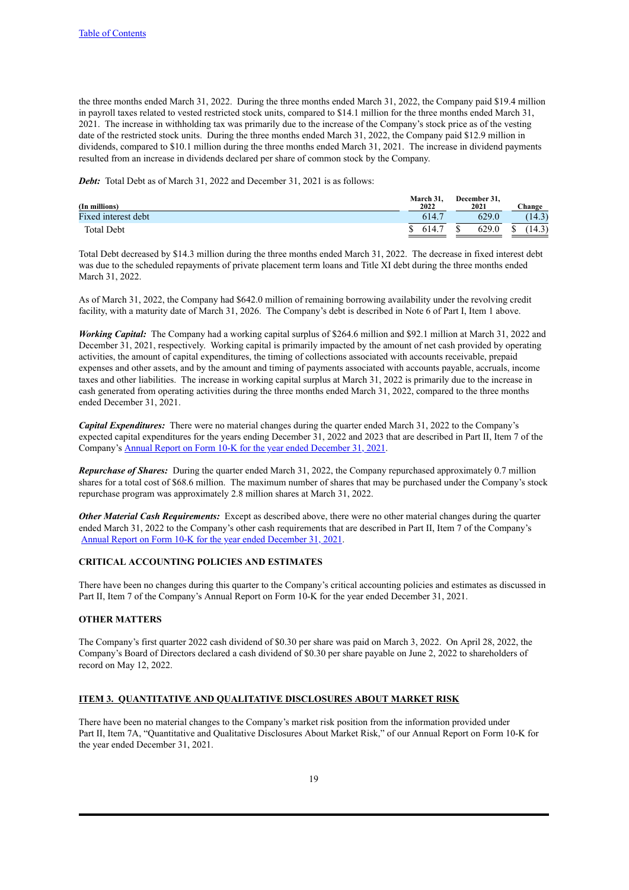the three months ended March 31, 2022. During the three months ended March 31, 2022, the Company paid $19.4 million in payroll taxes related to vested restricted stock units, compared to $14.1 million for the three months ended March 31, 2021. The increase in withholding tax was primarily due to the increase of the Company's stock price as of the vesting date of the restricted stock units. During the three months ended March 31, 2022, the Company paid $12.9 million in dividends, compared to $10.1 million during the three months ended March 31, 2021. The increase in dividend payments resulted from an increase in dividends declared per share of common stock by the Company.

***Debt:*** Total Debt as of March 31, 2022 and December 31, 2021 is as follows:

| (In millions) | March 31, 2022 | December 31, 2021 | Change |
|---|---|---|---|
| Fixed interest debt | 614.7 | 629.0 | (14.3) |
| Total Debt | $ 614.7 | $ 629.0 | $ (14.3) |

Total Debt decreased by $14.3 million during the three months ended March 31, 2022. The decrease in fixed interest debt was due to the scheduled repayments of private placement term loans and Title XI debt during the three months ended March 31, 2022.

As of March 31, 2022, the Company had $642.0 million of remaining borrowing availability under the revolving credit facility, with a maturity date of March 31, 2026. The Company's debt is described in Note 6 of Part I, Item 1 above.

***Working Capital:*** The Company had a working capital surplus of $264.6 million and $92.1 million at March 31, 2022 and December 31, 2021, respectively. Working capital is primarily impacted by the amount of net cash provided by operating activities, the amount of capital expenditures, the timing of collections associated with accounts receivable, prepaid expenses and other assets, and by the amount and timing of payments associated with accounts payable, accruals, income taxes and other liabilities. The increase in working capital surplus at March 31, 2022 is primarily due to the increase in cash generated from operating activities during the three months ended March 31, 2022, compared to the three months ended December 31, 2021.

***Capital Expenditures:*** There were no material changes during the quarter ended March 31, 2022 to the Company's expected capital expenditures for the years ending December 31, 2022 and 2023 that are described in Part II, Item 7 of the Company's Annual Report on Form 10-K for the year ended December 31, 2021.

***Repurchase of Shares:*** During the quarter ended March 31, 2022, the Company repurchased approximately 0.7 million shares for a total cost of $68.6 million. The maximum number of shares that may be purchased under the Company's stock repurchase program was approximately 2.8 million shares at March 31, 2022.

***Other Material Cash Requirements:*** Except as described above, there were no other material changes during the quarter ended March 31, 2022 to the Company's other cash requirements that are described in Part II, Item 7 of the Company's Annual Report on Form 10-K for the year ended December 31, 2021.

## CRITICAL ACCOUNTING POLICIES AND ESTIMATES

There have been no changes during this quarter to the Company's critical accounting policies and estimates as discussed in Part II, Item 7 of the Company's Annual Report on Form 10-K for the year ended December 31, 2021.

## OTHER MATTERS

The Company's first quarter 2022 cash dividend of $0.30 per share was paid on March 3, 2022. On April 28, 2022, the Company's Board of Directors declared a cash dividend of $0.30 per share payable on June 2, 2022 to shareholders of record on May 12, 2022.

## ITEM 3. QUANTITATIVE AND QUALITATIVE DISCLOSURES ABOUT MARKET RISK

There have been no material changes to the Company's market risk position from the information provided under Part II, Item 7A, "Quantitative and Qualitative Disclosures About Market Risk," of our Annual Report on Form 10-K for the year ended December 31, 2021.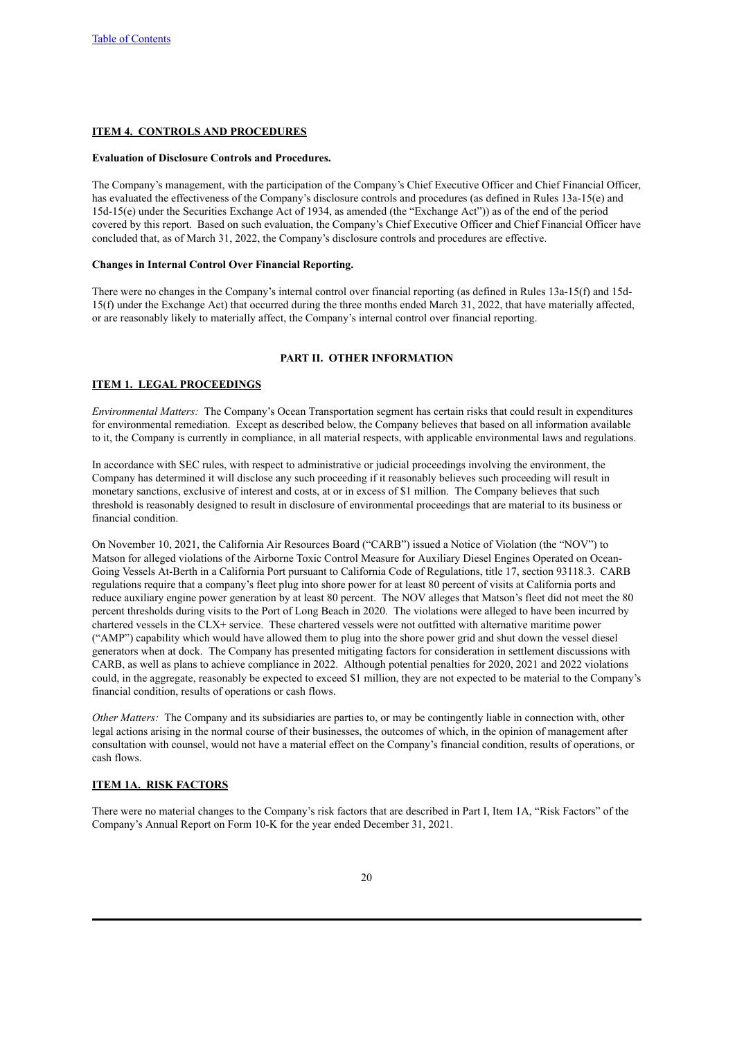## ITEM 4. CONTROLS AND PROCEDURES

**Evaluation of Disclosure Controls and Procedures.**

The Company's management, with the participation of the Company's Chief Executive Officer and Chief Financial Officer, has evaluated the effectiveness of the Company's disclosure controls and procedures (as defined in Rules 13a-15(e) and 15d-15(e) under the Securities Exchange Act of 1934, as amended (the "Exchange Act")) as of the end of the period covered by this report. Based on such evaluation, the Company's Chief Executive Officer and Chief Financial Officer have concluded that, as of March 31, 2022, the Company's disclosure controls and procedures are effective.

**Changes in Internal Control Over Financial Reporting.**

There were no changes in the Company's internal control over financial reporting (as defined in Rules 13a-15(f) and 15d-15(f) under the Exchange Act) that occurred during the three months ended March 31, 2022, that have materially affected, or are reasonably likely to materially affect, the Company's internal control over financial reporting.

# PART II. OTHER INFORMATION

## ITEM 1. LEGAL PROCEEDINGS

*Environmental Matters:* The Company's Ocean Transportation segment has certain risks that could result in expenditures for environmental remediation. Except as described below, the Company believes that based on all information available to it, the Company is currently in compliance, in all material respects, with applicable environmental laws and regulations.

In accordance with SEC rules, with respect to administrative or judicial proceedings involving the environment, the Company has determined it will disclose any such proceeding if it reasonably believes such proceeding will result in monetary sanctions, exclusive of interest and costs, at or in excess of $1 million. The Company believes that such threshold is reasonably designed to result in disclosure of environmental proceedings that are material to its business or financial condition.

On November 10, 2021, the California Air Resources Board ("CARB") issued a Notice of Violation (the "NOV") to Matson for alleged violations of the Airborne Toxic Control Measure for Auxiliary Diesel Engines Operated on Ocean-Going Vessels At-Berth in a California Port pursuant to California Code of Regulations, title 17, section 93118.3. CARB regulations require that a company's fleet plug into shore power for at least 80 percent of visits at California ports and reduce auxiliary engine power generation by at least 80 percent. The NOV alleges that Matson's fleet did not meet the 80 percent thresholds during visits to the Port of Long Beach in 2020. The violations were alleged to have been incurred by chartered vessels in the CLX+ service. These chartered vessels were not outfitted with alternative maritime power ("AMP") capability which would have allowed them to plug into the shore power grid and shut down the vessel diesel generators when at dock. The Company has presented mitigating factors for consideration in settlement discussions with CARB, as well as plans to achieve compliance in 2022. Although potential penalties for 2020, 2021 and 2022 violations could, in the aggregate, reasonably be expected to exceed $1 million, they are not expected to be material to the Company's financial condition, results of operations or cash flows.

*Other Matters:* The Company and its subsidiaries are parties to, or may be contingently liable in connection with, other legal actions arising in the normal course of their businesses, the outcomes of which, in the opinion of management after consultation with counsel, would not have a material effect on the Company's financial condition, results of operations, or cash flows.

## ITEM 1A. RISK FACTORS

There were no material changes to the Company's risk factors that are described in Part I, Item 1A, "Risk Factors" of the Company's Annual Report on Form 10-K for the year ended December 31, 2021.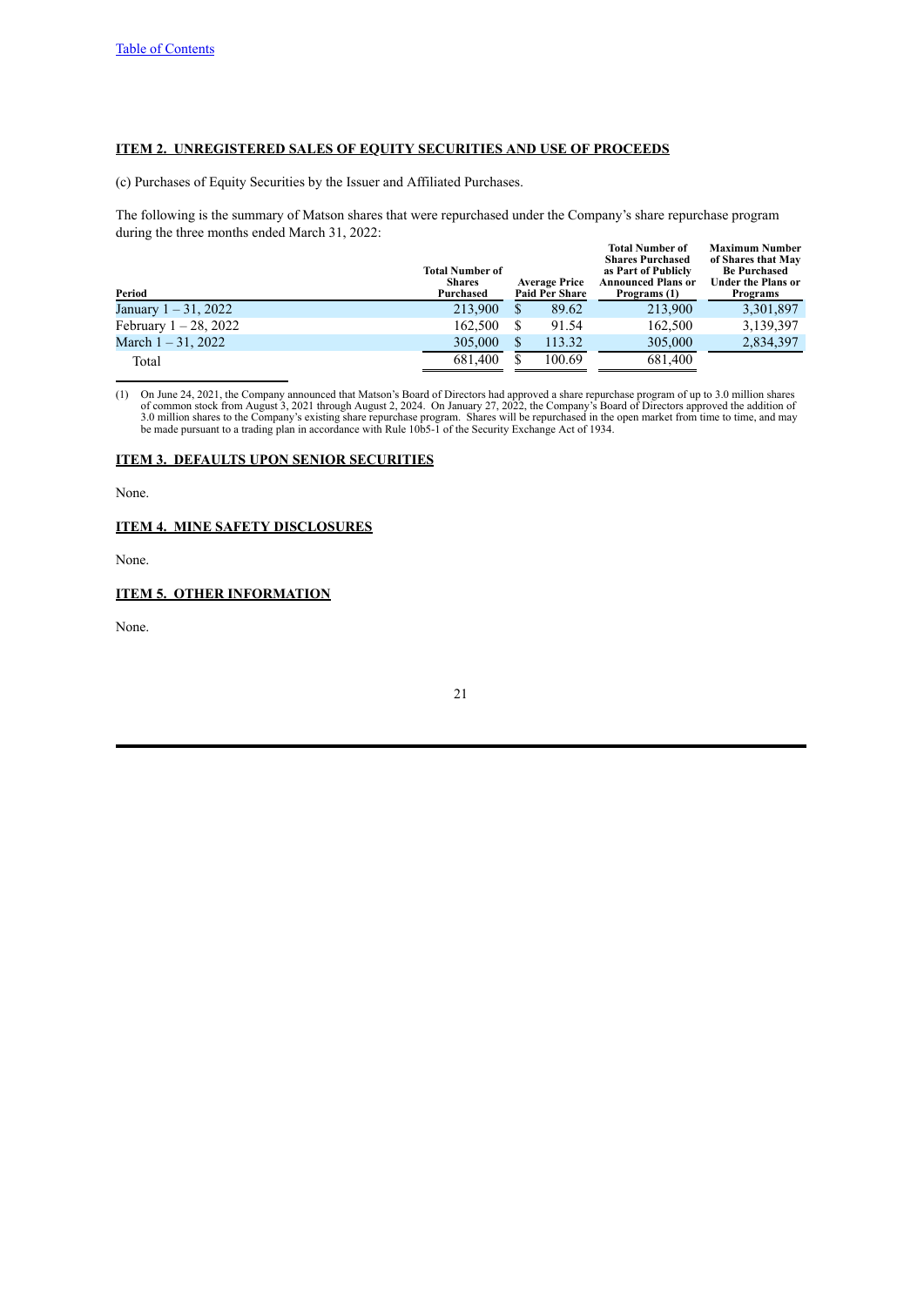[Table of Contents]

**ITEM 2. UNREGISTERED SALES OF EQUITY SECURITIES AND USE OF PROCEEDS**

(c) Purchases of Equity Securities by the Issuer and Affiliated Purchases.

The following is the summary of Matson shares that were repurchased under the Company's share repurchase program during the three months ended March 31, 2022:

| Period | Total Number of Shares Purchased | Average Price Paid Per Share | Total Number of Shares Purchased as Part of Publicly Announced Plans or Programs (1) | Maximum Number of Shares that May Be Purchased Under the Plans or Programs |
|---|---|---|---|---|
| January 1 – 31, 2022 | 213,900 | $ 89.62 | 213,900 | 3,301,897 |
| February 1 – 28, 2022 | 162,500 | $ 91.54 | 162,500 | 3,139,397 |
| March 1 – 31, 2022 | 305,000 | $ 113.32 | 305,000 | 2,834,397 |
| Total | 681,400 | $ 100.69 | 681,400 | |

(1) On June 24, 2021, the Company announced that Matson's Board of Directors had approved a share repurchase program of up to 3.0 million shares of common stock from August 3, 2021 through August 2, 2024. On January 27, 2022, the Company's Board of Directors approved the addition of 3.0 million shares to the Company's existing share repurchase program. Shares will be repurchased in the open market from time to time, and may be made pursuant to a trading plan in accordance with Rule 10b5-1 of the Security Exchange Act of 1934.

**ITEM 3. DEFAULTS UPON SENIOR SECURITIES**

None.

**ITEM 4. MINE SAFETY DISCLOSURES**

None.

**ITEM 5. OTHER INFORMATION**

None.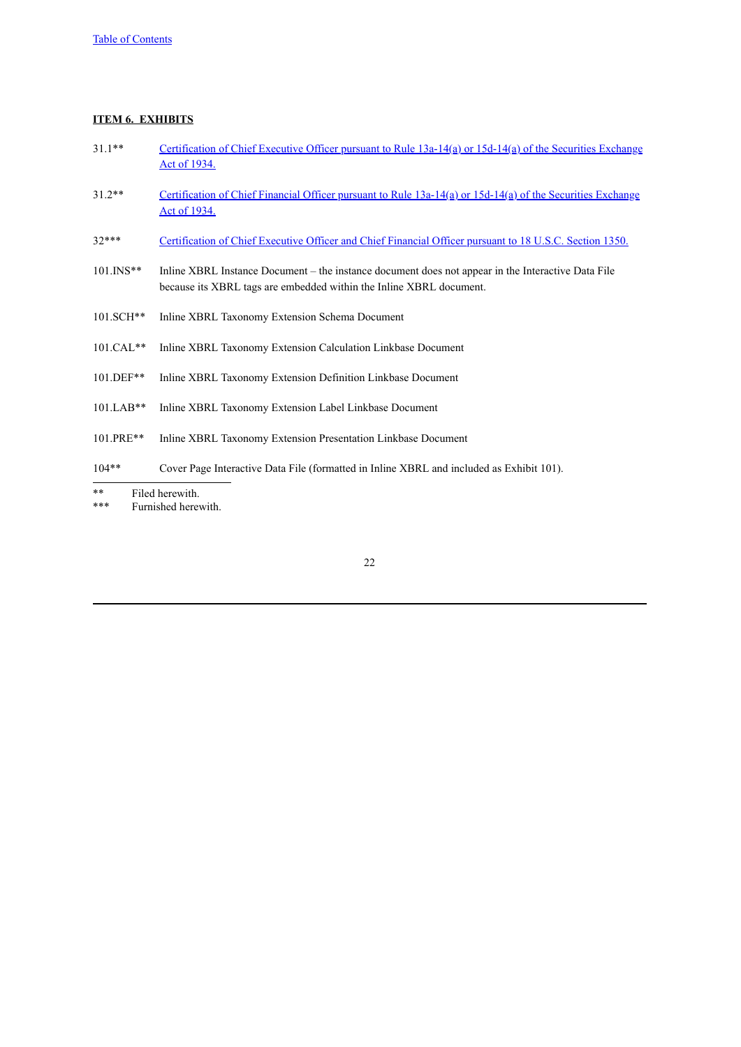**ITEM 6. EXHIBITS**

| | |
|---|---|
| 31.1** | Certification of Chief Executive Officer pursuant to Rule 13a-14(a) or 15d-14(a) of the Securities Exchange Act of 1934. |
| 31.2** | Certification of Chief Financial Officer pursuant to Rule 13a-14(a) or 15d-14(a) of the Securities Exchange Act of 1934. |
| 32*** | Certification of Chief Executive Officer and Chief Financial Officer pursuant to 18 U.S.C. Section 1350. |
| 101.INS** | Inline XBRL Instance Document – the instance document does not appear in the Interactive Data File because its XBRL tags are embedded within the Inline XBRL document. |
| 101.SCH** | Inline XBRL Taxonomy Extension Schema Document |
| 101.CAL** | Inline XBRL Taxonomy Extension Calculation Linkbase Document |
| 101.DEF** | Inline XBRL Taxonomy Extension Definition Linkbase Document |
| 101.LAB** | Inline XBRL Taxonomy Extension Label Linkbase Document |
| 101.PRE** | Inline XBRL Taxonomy Extension Presentation Linkbase Document |
| 104** | Cover Page Interactive Data File (formatted in Inline XBRL and included as Exhibit 101). |

** Filed herewith.
*** Furnished herewith.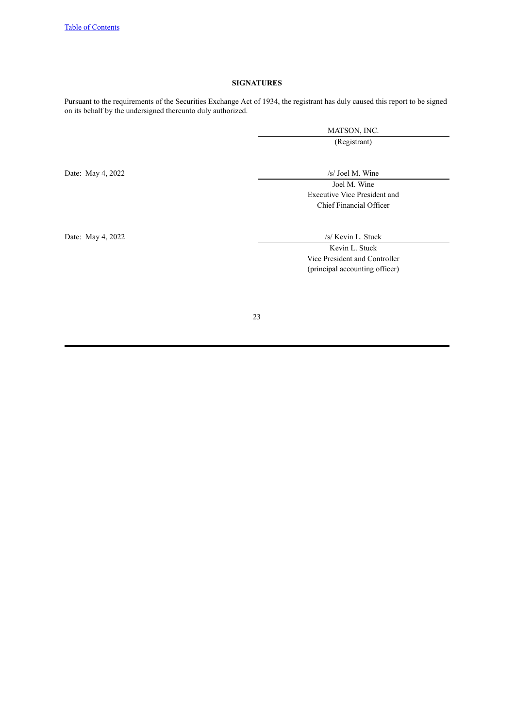**SIGNATURES**

Pursuant to the requirements of the Securities Exchange Act of 1934, the registrant has duly caused this report to be signed on its behalf by the undersigned thereunto duly authorized.

MATSON, INC.
(Registrant)

Date: May 4, 2022

/s/ Joel M. Wine
Joel M. Wine
Executive Vice President and
Chief Financial Officer

Date: May 4, 2022

/s/ Kevin L. Stuck
Kevin L. Stuck
Vice President and Controller
(principal accounting officer)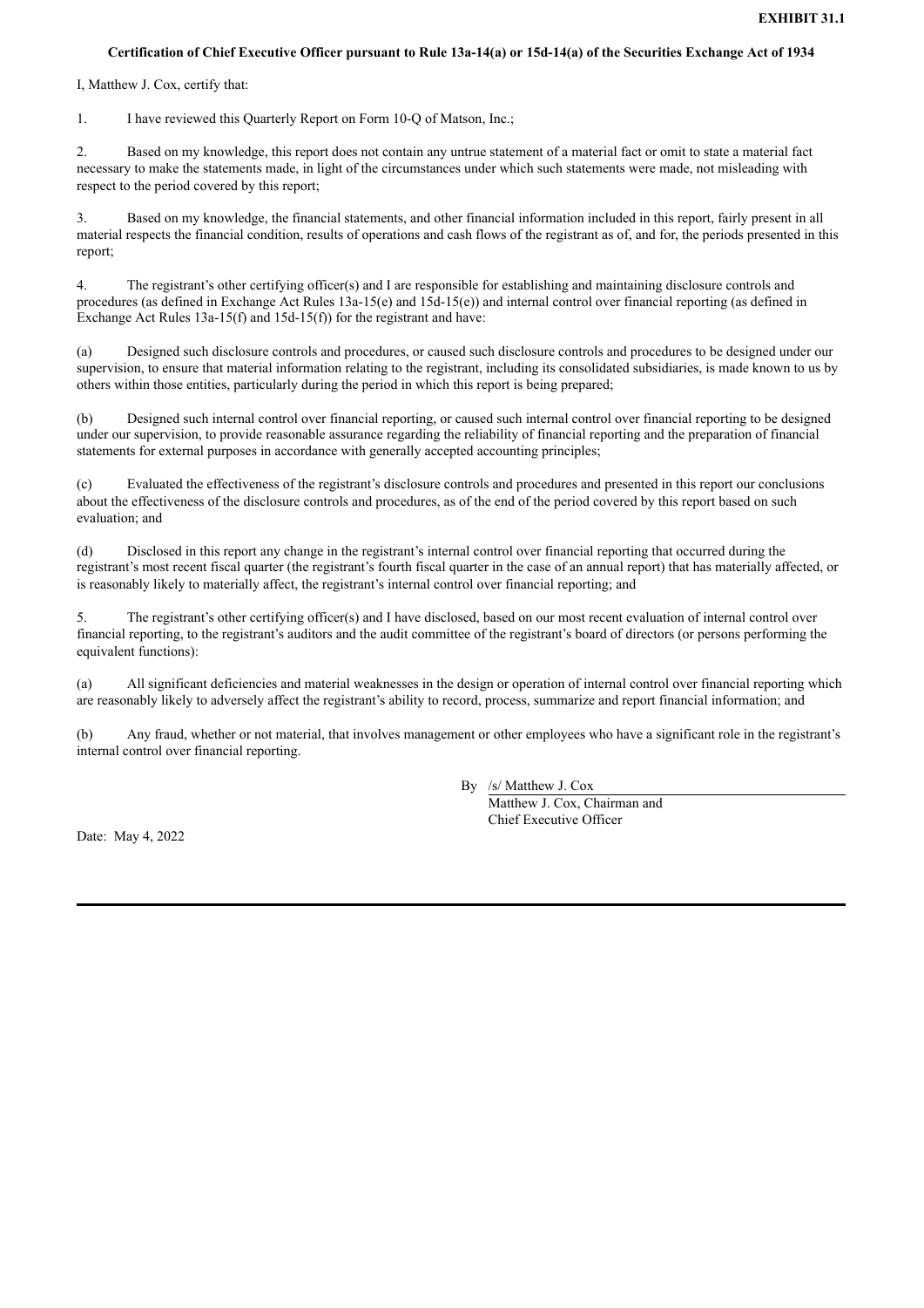**EXHIBIT 31.1**

**Certification of Chief Executive Officer pursuant to Rule 13a-14(a) or 15d-14(a) of the Securities Exchange Act of 1934**

I, Matthew J. Cox, certify that:

1. I have reviewed this Quarterly Report on Form 10-Q of Matson, Inc.;

2. Based on my knowledge, this report does not contain any untrue statement of a material fact or omit to state a material fact necessary to make the statements made, in light of the circumstances under which such statements were made, not misleading with respect to the period covered by this report;

3. Based on my knowledge, the financial statements, and other financial information included in this report, fairly present in all material respects the financial condition, results of operations and cash flows of the registrant as of, and for, the periods presented in this report;

4. The registrant's other certifying officer(s) and I are responsible for establishing and maintaining disclosure controls and procedures (as defined in Exchange Act Rules 13a-15(e) and 15d-15(e)) and internal control over financial reporting (as defined in Exchange Act Rules 13a-15(f) and 15d-15(f)) for the registrant and have:

(a) Designed such disclosure controls and procedures, or caused such disclosure controls and procedures to be designed under our supervision, to ensure that material information relating to the registrant, including its consolidated subsidiaries, is made known to us by others within those entities, particularly during the period in which this report is being prepared;

(b) Designed such internal control over financial reporting, or caused such internal control over financial reporting to be designed under our supervision, to provide reasonable assurance regarding the reliability of financial reporting and the preparation of financial statements for external purposes in accordance with generally accepted accounting principles;

(c) Evaluated the effectiveness of the registrant's disclosure controls and procedures and presented in this report our conclusions about the effectiveness of the disclosure controls and procedures, as of the end of the period covered by this report based on such evaluation; and

(d) Disclosed in this report any change in the registrant's internal control over financial reporting that occurred during the registrant's most recent fiscal quarter (the registrant's fourth fiscal quarter in the case of an annual report) that has materially affected, or is reasonably likely to materially affect, the registrant's internal control over financial reporting; and

5. The registrant's other certifying officer(s) and I have disclosed, based on our most recent evaluation of internal control over financial reporting, to the registrant's auditors and the audit committee of the registrant's board of directors (or persons performing the equivalent functions):

(a) All significant deficiencies and material weaknesses in the design or operation of internal control over financial reporting which are reasonably likely to adversely affect the registrant's ability to record, process, summarize and report financial information; and

(b) Any fraud, whether or not material, that involves management or other employees who have a significant role in the registrant's internal control over financial reporting.

By /s/ Matthew J. Cox
Matthew J. Cox, Chairman and
Chief Executive Officer

Date: May 4, 2022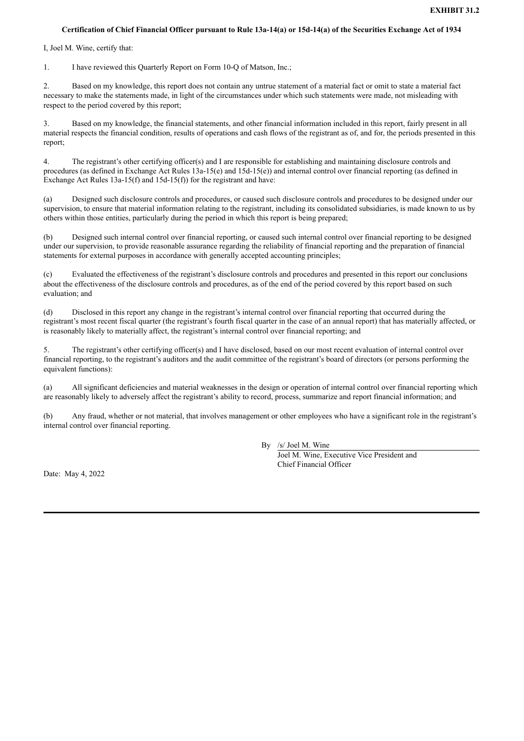**EXHIBIT 31.2**

**Certification of Chief Financial Officer pursuant to Rule 13a-14(a) or 15d-14(a) of the Securities Exchange Act of 1934**

I, Joel M. Wine, certify that:

1. I have reviewed this Quarterly Report on Form 10-Q of Matson, Inc.;

2. Based on my knowledge, this report does not contain any untrue statement of a material fact or omit to state a material fact necessary to make the statements made, in light of the circumstances under which such statements were made, not misleading with respect to the period covered by this report;

3. Based on my knowledge, the financial statements, and other financial information included in this report, fairly present in all material respects the financial condition, results of operations and cash flows of the registrant as of, and for, the periods presented in this report;

4. The registrant's other certifying officer(s) and I are responsible for establishing and maintaining disclosure controls and procedures (as defined in Exchange Act Rules 13a-15(e) and 15d-15(e)) and internal control over financial reporting (as defined in Exchange Act Rules 13a-15(f) and 15d-15(f)) for the registrant and have:

(a) Designed such disclosure controls and procedures, or caused such disclosure controls and procedures to be designed under our supervision, to ensure that material information relating to the registrant, including its consolidated subsidiaries, is made known to us by others within those entities, particularly during the period in which this report is being prepared;

(b) Designed such internal control over financial reporting, or caused such internal control over financial reporting to be designed under our supervision, to provide reasonable assurance regarding the reliability of financial reporting and the preparation of financial statements for external purposes in accordance with generally accepted accounting principles;

(c) Evaluated the effectiveness of the registrant's disclosure controls and procedures and presented in this report our conclusions about the effectiveness of the disclosure controls and procedures, as of the end of the period covered by this report based on such evaluation; and

(d) Disclosed in this report any change in the registrant's internal control over financial reporting that occurred during the registrant's most recent fiscal quarter (the registrant's fourth fiscal quarter in the case of an annual report) that has materially affected, or is reasonably likely to materially affect, the registrant's internal control over financial reporting; and

5. The registrant's other certifying officer(s) and I have disclosed, based on our most recent evaluation of internal control over financial reporting, to the registrant's auditors and the audit committee of the registrant's board of directors (or persons performing the equivalent functions):

(a) All significant deficiencies and material weaknesses in the design or operation of internal control over financial reporting which are reasonably likely to adversely affect the registrant's ability to record, process, summarize and report financial information; and

(b) Any fraud, whether or not material, that involves management or other employees who have a significant role in the registrant's internal control over financial reporting.

By /s/ Joel M. Wine
Joel M. Wine, Executive Vice President and
Chief Financial Officer

Date: May 4, 2022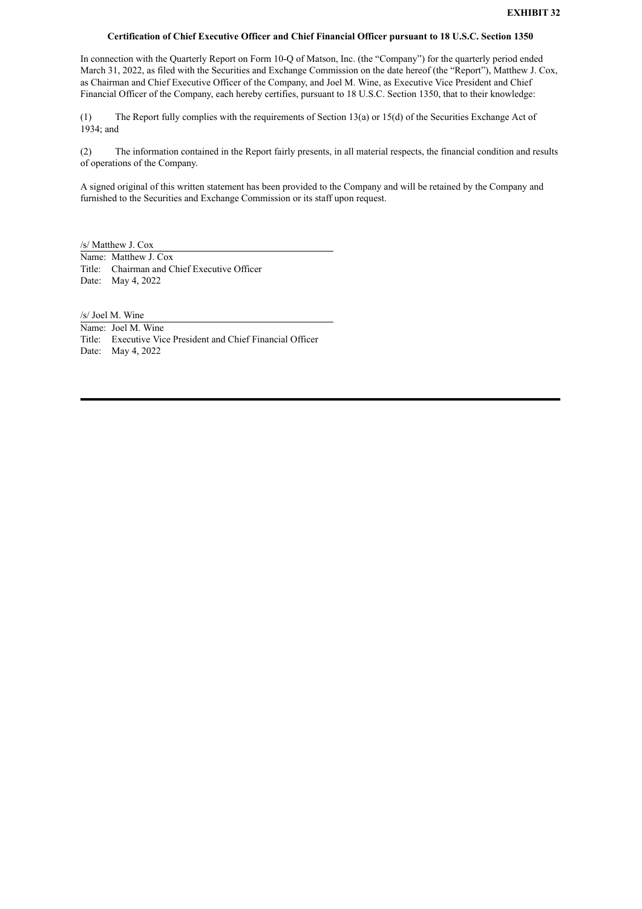**EXHIBIT 32**

**Certification of Chief Executive Officer and Chief Financial Officer pursuant to 18 U.S.C. Section 1350**

In connection with the Quarterly Report on Form 10-Q of Matson, Inc. (the "Company") for the quarterly period ended March 31, 2022, as filed with the Securities and Exchange Commission on the date hereof (the "Report"), Matthew J. Cox, as Chairman and Chief Executive Officer of the Company, and Joel M. Wine, as Executive Vice President and Chief Financial Officer of the Company, each hereby certifies, pursuant to 18 U.S.C. Section 1350, that to their knowledge:

(1) The Report fully complies with the requirements of Section 13(a) or 15(d) of the Securities Exchange Act of 1934; and

(2) The information contained in the Report fairly presents, in all material respects, the financial condition and results of operations of the Company.

A signed original of this written statement has been provided to the Company and will be retained by the Company and furnished to the Securities and Exchange Commission or its staff upon request.

/s/ Matthew J. Cox

Name: Matthew J. Cox
Title: Chairman and Chief Executive Officer
Date: May 4, 2022

/s/ Joel M. Wine

Name: Joel M. Wine
Title: Executive Vice President and Chief Financial Officer
Date: May 4, 2022